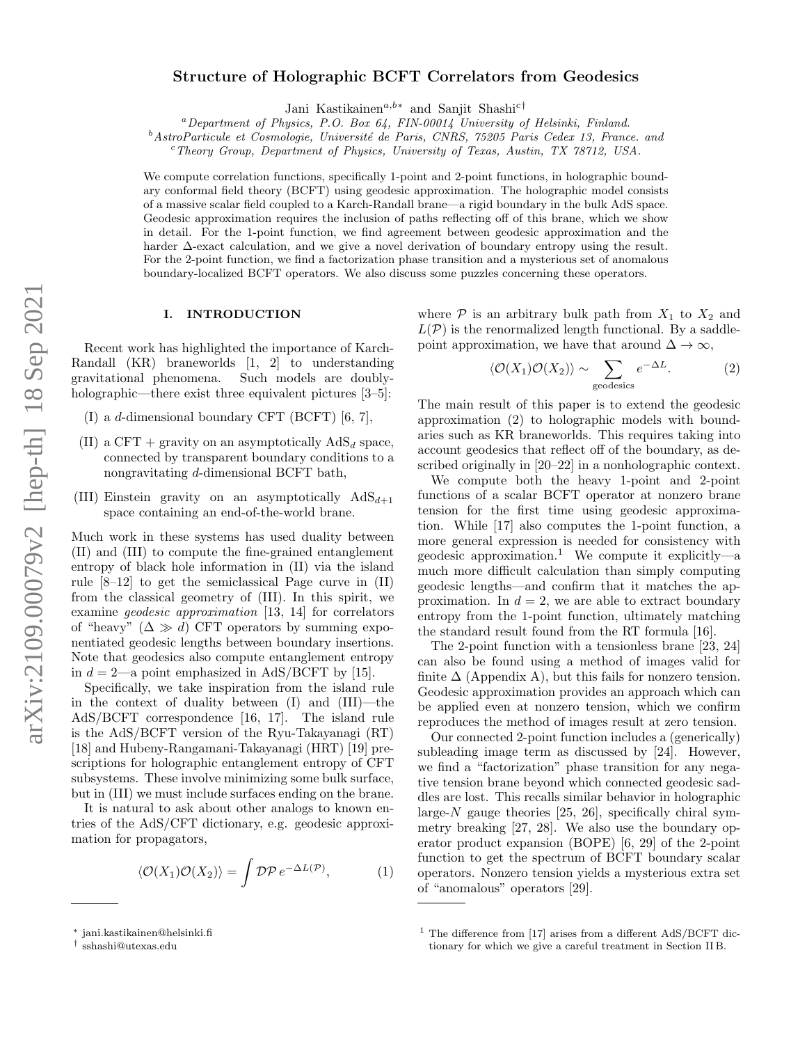# Structure of Holographic BCFT Correlators from Geodesics

Jani Kastikainen[a,b*] and Sanjit Shashi[c†]

[a]Department of Physics, P.O. Box 64, FIN-00014 University of Helsinki, Finland.
[b]AstroParticule et Cosmologie, Université de Paris, CNRS, 75205 Paris Cedex 13, France. and
[c]Theory Group, Department of Physics, University of Texas, Austin, TX 78712, USA.

We compute correlation functions, specifically 1-point and 2-point functions, in holographic boundary conformal field theory (BCFT) using geodesic approximation. The holographic model consists of a massive scalar field coupled to a Karch-Randall brane—a rigid boundary in the bulk AdS space. Geodesic approximation requires the inclusion of paths reflecting off of this brane, which we show in detail. For the 1-point function, we find agreement between geodesic approximation and the harder $\Delta$-exact calculation, and we give a novel derivation of boundary entropy using the result. For the 2-point function, we find a factorization phase transition and a mysterious set of anomalous boundary-localized BCFT operators. We also discuss some puzzles concerning these operators.

## I. INTRODUCTION

Recent work has highlighted the importance of Karch-Randall (KR) braneworlds [1, 2] to understanding gravitational phenomena. Such models are doubly-holographic—there exist three equivalent pictures [3–5]:

(I) a $d$-dimensional boundary CFT (BCFT) [6, 7],

(II) a CFT + gravity on an asymptotically $\mathrm{AdS}_d$ space, connected by transparent boundary conditions to a nongravitating $d$-dimensional BCFT bath,

(III) Einstein gravity on an asymptotically $\mathrm{AdS}_{d+1}$ space containing an end-of-the-world brane.

Much work in these systems has used duality between (II) and (III) to compute the fine-grained entanglement entropy of black hole information in (II) via the island rule [8–12] to get the semiclassical Page curve in (II) from the classical geometry of (III). In this spirit, we examine *geodesic approximation* [13, 14] for correlators of "heavy" ($\Delta \gg d$) CFT operators by summing exponentiated geodesic lengths between boundary insertions. Note that geodesics also compute entanglement entropy in $d = 2$—a point emphasized in AdS/BCFT by [15].

Specifically, we take inspiration from the island rule in the context of duality between (I) and (III)—the AdS/BCFT correspondence [16, 17]. The island rule is the AdS/BCFT version of the Ryu-Takayanagi (RT) [18] and Hubeny-Rangamani-Takayanagi (HRT) [19] prescriptions for holographic entanglement entropy of CFT subsystems. These involve minimizing some bulk surface, but in (III) we must include surfaces ending on the brane.

It is natural to ask about other analogs to known entries of the AdS/CFT dictionary, e.g. geodesic approximation for propagators,

$$\langle \mathcal{O}(X_1)\mathcal{O}(X_2)\rangle = \int \mathcal{D}\mathcal{P}\, e^{-\Delta L(\mathcal{P})}, \tag{1}$$

where $\mathcal{P}$ is an arbitrary bulk path from $X_1$ to $X_2$ and $L(\mathcal{P})$ is the renormalized length functional. By a saddle-point approximation, we have that around $\Delta \to \infty$,

$$\langle \mathcal{O}(X_1)\mathcal{O}(X_2)\rangle \sim \sum_{\text{geodesics}} e^{-\Delta L}. \tag{2}$$

The main result of this paper is to extend the geodesic approximation (2) to holographic models with boundaries such as KR braneworlds. This requires taking into account geodesics that reflect off of the boundary, as described originally in [20–22] in a nonholographic context.

We compute both the heavy 1-point and 2-point functions of a scalar BCFT operator at nonzero brane tension for the first time using geodesic approximation. While [17] also computes the 1-point function, a more general expression is needed for consistency with geodesic approximation.[1] We compute it explicitly—a much more difficult calculation than simply computing geodesic lengths—and confirm that it matches the approximation. In $d = 2$, we are able to extract boundary entropy from the 1-point function, ultimately matching the standard result found from the RT formula [16].

The 2-point function with a tensionless brane [23, 24] can also be found using a method of images valid for finite $\Delta$ (Appendix A), but this fails for nonzero tension. Geodesic approximation provides an approach which can be applied even at nonzero tension, which we confirm reproduces the method of images result at zero tension.

Our connected 2-point function includes a (generically) subleading image term as discussed by [24]. However, we find a "factorization" phase transition for any negative tension brane beyond which connected geodesic saddles are lost. This recalls similar behavior in holographic large-$N$ gauge theories [25, 26], specifically chiral symmetry breaking [27, 28]. We also use the boundary operator product expansion (BOPE) [6, 29] of the 2-point function to get the spectrum of BCFT boundary scalar operators. Nonzero tension yields a mysterious extra set of "anomalous" operators [29].

---

* jani.kastikainen@helsinki.fi
† sshashi@utexas.edu

[1] The difference from [17] arises from a different AdS/BCFT dictionary for which we give a careful treatment in Section II B.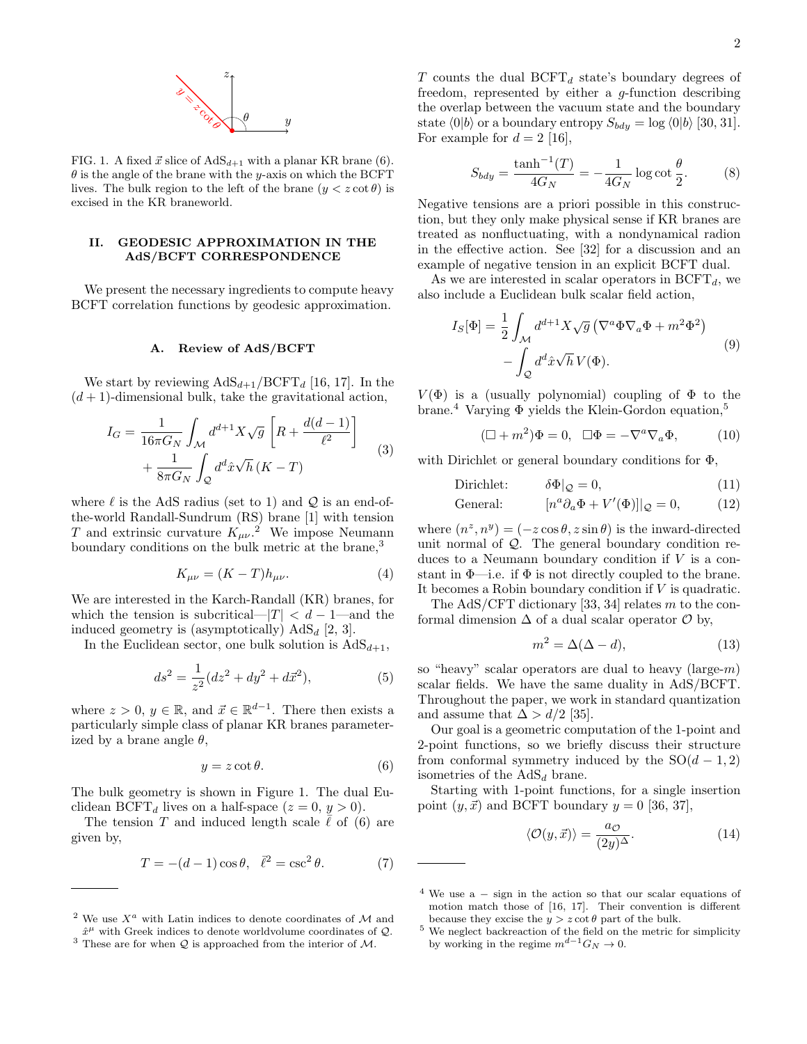FIG. 1. A fixed $\vec{x}$ slice of AdS$_{d+1}$ with a planar KR brane (6). $\theta$ is the angle of the brane with the $y$-axis on which the BCFT lives. The bulk region to the left of the brane ($y < z\cot\theta$) is excised in the KR braneworld.

## II. GEODESIC APPROXIMATION IN THE AdS/BCFT CORRESPONDENCE

We present the necessary ingredients to compute heavy BCFT correlation functions by geodesic approximation.

### A. Review of AdS/BCFT

We start by reviewing AdS$_{d+1}$/BCFT$_d$ [16, 17]. In the $(d+1)$-dimensional bulk, take the gravitational action,

$$
\begin{aligned}
I_G = \frac{1}{16\pi G_N} \int_{\mathcal{M}} d^{d+1}X\sqrt{g}\left[R + \frac{d(d-1)}{\ell^2}\right] \\
+ \frac{1}{8\pi G_N}\int_{\mathcal{Q}} d^d\hat{x}\sqrt{h}\,(K - T)
\end{aligned}
\tag{3}
$$

where $\ell$ is the AdS radius (set to 1) and $\mathcal{Q}$ is an end-of-the-world Randall-Sundrum (RS) brane [1] with tension $T$ and extrinsic curvature $K_{\mu\nu}$.[2] We impose Neumann boundary conditions on the bulk metric at the brane,[3]

$$
K_{\mu\nu} = (K - T)h_{\mu\nu}. \tag{4}
$$

We are interested in the Karch-Randall (KR) branes, for which the tension is subcritical—$|T| < d-1$—and the induced geometry is (asymptotically) AdS$_d$ [2, 3].

In the Euclidean sector, one bulk solution is AdS$_{d+1}$,

$$
ds^2 = \frac{1}{z^2}(dz^2 + dy^2 + d\vec{x}^2), \tag{5}
$$

where $z > 0$, $y \in \mathbb{R}$, and $\vec{x} \in \mathbb{R}^{d-1}$. There then exists a particularly simple class of planar KR branes parameterized by a brane angle $\theta$,

$$
y = z\cot\theta. \tag{6}
$$

The bulk geometry is shown in Figure 1. The dual Euclidean BCFT$_d$ lives on a half-space ($z = 0$, $y > 0$).

The tension $T$ and induced length scale $\bar{\ell}$ of (6) are given by,

$$
T = -(d-1)\cos\theta, \quad \bar{\ell}^2 = \csc^2\theta. \tag{7}
$$

$T$ counts the dual BCFT$_d$ state's boundary degrees of freedom, represented by either a $g$-function describing the overlap between the vacuum state and the boundary state $\langle 0|b\rangle$ or a boundary entropy $S_{bdy} = \log\langle 0|b\rangle$ [30, 31]. For example for $d = 2$ [16],

$$
S_{bdy} = \frac{\tanh^{-1}(T)}{4G_N} = -\frac{1}{4G_N}\log\cot\frac{\theta}{2}. \tag{8}
$$

Negative tensions are a priori possible in this construction, but they only make physical sense if KR branes are treated as nonfluctuating, with a nondynamical radion in the effective action. See [32] for a discussion and an example of negative tension in an explicit BCFT dual.

As we are interested in scalar operators in BCFT$_d$, we also include a Euclidean bulk scalar field action,

$$
\begin{aligned}
I_S[\Phi] = \frac{1}{2}\int_{\mathcal{M}} d^{d+1}X\sqrt{g}\left(\nabla^a\Phi\nabla_a\Phi + m^2\Phi^2\right) \\
- \int_{\mathcal{Q}} d^d\hat{x}\sqrt{h}\,V(\Phi).
\end{aligned}
\tag{9}
$$

$V(\Phi)$ is a (usually polynomial) coupling of $\Phi$ to the brane.[4] Varying $\Phi$ yields the Klein-Gordon equation,[5]

$$
(\Box + m^2)\Phi = 0, \quad \Box\Phi = -\nabla^a\nabla_a\Phi, \tag{10}
$$

with Dirichlet or general boundary conditions for $\Phi$,

$$
\text{Dirichlet:} \qquad \delta\Phi|_{\mathcal{Q}} = 0, \tag{11}
$$

$$
\text{General:} \qquad [n^a\partial_a\Phi + V'(\Phi)]|_{\mathcal{Q}} = 0, \tag{12}
$$

where $(n^z, n^y) = (-z\cos\theta, z\sin\theta)$ is the inward-directed unit normal of $\mathcal{Q}$. The general boundary condition reduces to a Neumann boundary condition if $V$ is a constant in $\Phi$—i.e. if $\Phi$ is not directly coupled to the brane. It becomes a Robin boundary condition if $V$ is quadratic.

The AdS/CFT dictionary [33, 34] relates $m$ to the conformal dimension $\Delta$ of a dual scalar operator $\mathcal{O}$ by,

$$
m^2 = \Delta(\Delta - d), \tag{13}
$$

so "heavy" scalar operators are dual to heavy (large-$m$) scalar fields. We have the same duality in AdS/BCFT. Throughout the paper, we work in standard quantization and assume that $\Delta > d/2$ [35].

Our goal is a geometric computation of the 1-point and 2-point functions, so we briefly discuss their structure from conformal symmetry induced by the SO$(d-1, 2)$ isometries of the AdS$_d$ brane.

Starting with 1-point functions, for a single insertion point $(y, \vec{x})$ and BCFT boundary $y = 0$ [36, 37],

$$
\langle\mathcal{O}(y, \vec{x})\rangle = \frac{a_{\mathcal{O}}}{(2y)^{\Delta}}. \tag{14}
$$

---

[2] We use $X^a$ with Latin indices to denote coordinates of $\mathcal{M}$ and $\hat{x}^\mu$ with Greek indices to denote worldvolume coordinates of $\mathcal{Q}$.

[3] These are for when $\mathcal{Q}$ is approached from the interior of $\mathcal{M}$.

[4] We use a $-$ sign in the action so that our scalar equations of motion match those of [16, 17]. Their convention is different because they excise the $y > z\cot\theta$ part of the bulk.

[5] We neglect backreaction of the field on the metric for simplicity by working in the regime $m^{d-1}G_N \to 0$.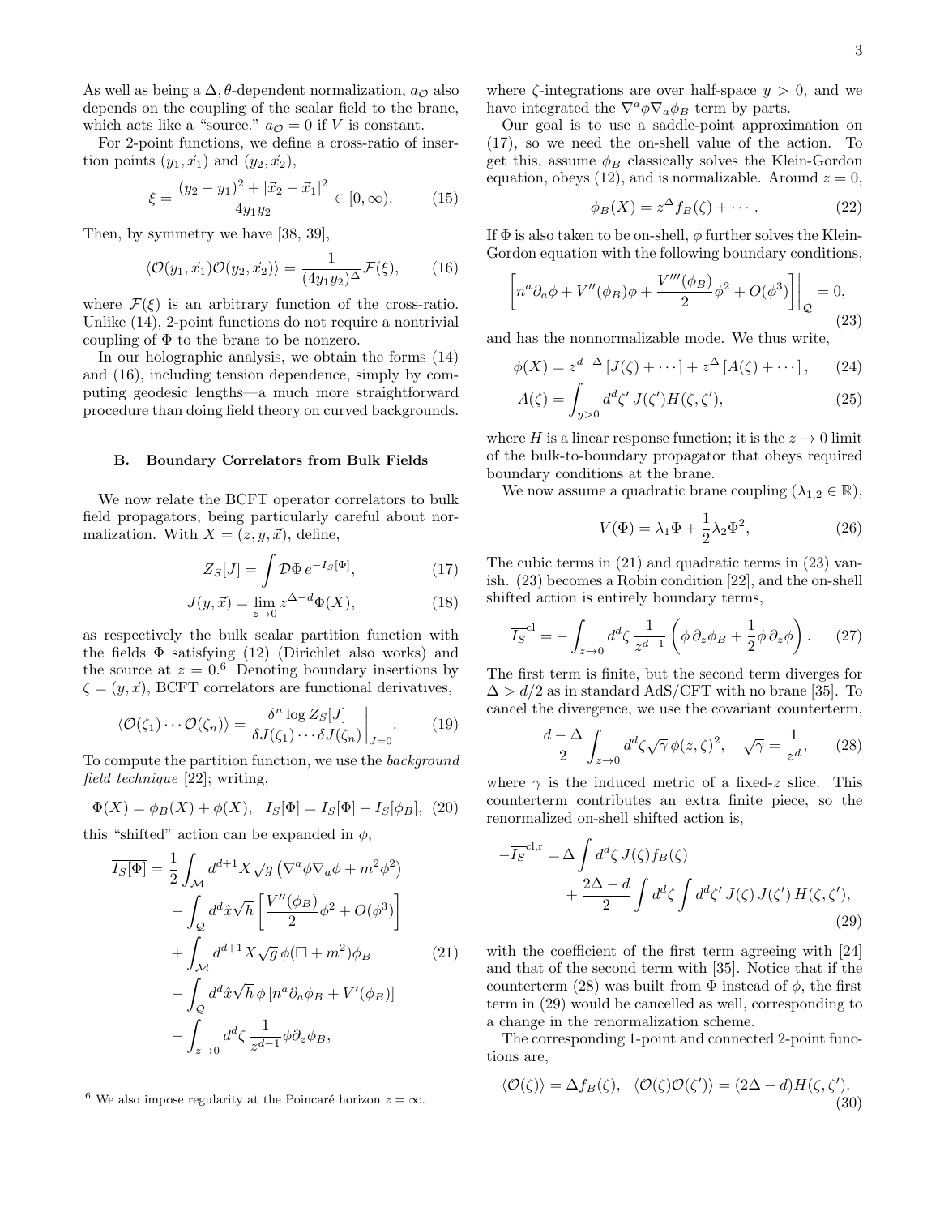As well as being a $\Delta, \theta$-dependent normalization, $a_{\mathcal{O}}$ also depends on the coupling of the scalar field to the brane, which acts like a "source." $a_{\mathcal{O}} = 0$ if $V$ is constant.

For 2-point functions, we define a cross-ratio of insertion points $(y_1, \vec{x}_1)$ and $(y_2, \vec{x}_2)$,

$$\xi = \frac{(y_2 - y_1)^2 + |\vec{x}_2 - \vec{x}_1|^2}{4y_1 y_2} \in [0, \infty). \tag{15}$$

Then, by symmetry we have [38, 39],

$$\langle \mathcal{O}(y_1, \vec{x}_1) \mathcal{O}(y_2, \vec{x}_2) \rangle = \frac{1}{(4y_1 y_2)^{\Delta}} \mathcal{F}(\xi), \tag{16}$$

where $\mathcal{F}(\xi)$ is an arbitrary function of the cross-ratio. Unlike (14), 2-point functions do not require a nontrivial coupling of $\Phi$ to the brane to be nonzero.

In our holographic analysis, we obtain the forms (14) and (16), including tension dependence, simply by computing geodesic lengths—a much more straightforward procedure than doing field theory on curved backgrounds.

### B. Boundary Correlators from Bulk Fields

We now relate the BCFT operator correlators to bulk field propagators, being particularly careful about normalization. With $X = (z, y, \vec{x})$, define,

$$Z_S[J] = \int \mathcal{D}\Phi \, e^{-I_S[\Phi]}, \tag{17}$$

$$J(y, \vec{x}) = \lim_{z \to 0} z^{\Delta - d} \Phi(X), \tag{18}$$

as respectively the bulk scalar partition function with the fields $\Phi$ satisfying (12) (Dirichlet also works) and the source at $z = 0$.[6] Denoting boundary insertions by $\zeta = (y, \vec{x})$, BCFT correlators are functional derivatives,

$$\langle \mathcal{O}(\zeta_1) \cdots \mathcal{O}(\zeta_n) \rangle = \left. \frac{\delta^n \log Z_S[J]}{\delta J(\zeta_1) \cdots \delta J(\zeta_n)} \right|_{J=0}. \tag{19}$$

To compute the partition function, we use the *background field technique* [22]; writing,

$$\Phi(X) = \phi_B(X) + \phi(X), \quad \overline{I_S[\Phi]} = I_S[\Phi] - I_S[\phi_B], \tag{20}$$

this "shifted" action can be expanded in $\phi$,

$$\begin{aligned}
\overline{I_S[\Phi]} &= \frac{1}{2} \int_{\mathcal{M}} d^{d+1}X \sqrt{g} \left( \nabla^a \phi \nabla_a \phi + m^2 \phi^2 \right) \\
&\quad - \int_{\mathcal{Q}} d^d \hat{x} \sqrt{h} \left[ \frac{V''(\phi_B)}{2} \phi^2 + O(\phi^3) \right] \\
&\quad + \int_{\mathcal{M}} d^{d+1}X \sqrt{g} \, \phi (\Box + m^2) \phi_B \\
&\quad - \int_{\mathcal{Q}} d^d \hat{x} \sqrt{h} \, \phi \left[ n^a \partial_a \phi_B + V'(\phi_B) \right] \\
&\quad - \int_{z \to 0} d^d \zeta \, \frac{1}{z^{d-1}} \phi \partial_z \phi_B,
\end{aligned} \tag{21}$$

where $\zeta$-integrations are over half-space $y > 0$, and we have integrated the $\nabla^a \phi \nabla_a \phi_B$ term by parts.

Our goal is to use a saddle-point approximation on (17), so we need the on-shell value of the action. To get this, assume $\phi_B$ classically solves the Klein-Gordon equation, obeys (12), and is normalizable. Around $z = 0$,

$$\phi_B(X) = z^{\Delta} f_B(\zeta) + \cdots. \tag{22}$$

If $\Phi$ is also taken to be on-shell, $\phi$ further solves the Klein-Gordon equation with the following boundary conditions,

$$\left. \left[ n^a \partial_a \phi + V''(\phi_B) \phi + \frac{V'''(\phi_B)}{2} \phi^2 + O(\phi^3) \right] \right|_{\mathcal{Q}} = 0, \tag{23}$$

and has the nonnormalizable mode. We thus write,

$$\phi(X) = z^{d-\Delta} \left[ J(\zeta) + \cdots \right] + z^{\Delta} \left[ A(\zeta) + \cdots \right], \tag{24}$$

$$A(\zeta) = \int_{y>0} d^d \zeta' \, J(\zeta') H(\zeta, \zeta'), \tag{25}$$

where $H$ is a linear response function; it is the $z \to 0$ limit of the bulk-to-boundary propagator that obeys required boundary conditions at the brane.

We now assume a quadratic brane coupling ($\lambda_{1,2} \in \mathbb{R}$),

$$V(\Phi) = \lambda_1 \Phi + \frac{1}{2} \lambda_2 \Phi^2, \tag{26}$$

The cubic terms in (21) and quadratic terms in (23) vanish. (23) becomes a Robin condition [22], and the on-shell shifted action is entirely boundary terms,

$$\overline{I_S}^{\text{cl}} = - \int_{z \to 0} d^d \zeta \, \frac{1}{z^{d-1}} \left( \phi \, \partial_z \phi_B + \frac{1}{2} \phi \, \partial_z \phi \right). \tag{27}$$

The first term is finite, but the second term diverges for $\Delta > d/2$ as in standard AdS/CFT with no brane [35]. To cancel the divergence, we use the covariant counterterm,

$$\frac{d - \Delta}{2} \int_{z \to 0} d^d \zeta \sqrt{\gamma} \, \phi(z, \zeta)^2, \quad \sqrt{\gamma} = \frac{1}{z^d}, \tag{28}$$

where $\gamma$ is the induced metric of a fixed-$z$ slice. This counterterm contributes an extra finite piece, so the renormalized on-shell shifted action is,

$$\begin{aligned}
-\overline{I_S}^{\text{cl,r}} &= \Delta \int d^d \zeta \, J(\zeta) f_B(\zeta) \\
&\quad + \frac{2\Delta - d}{2} \int d^d \zeta \int d^d \zeta' \, J(\zeta) \, J(\zeta') \, H(\zeta, \zeta'),
\end{aligned} \tag{29}$$

with the coefficient of the first term agreeing with [24] and that of the second term with [35]. Notice that if the counterterm (28) was built from $\Phi$ instead of $\phi$, the first term in (29) would be cancelled as well, corresponding to a change in the renormalization scheme.

The corresponding 1-point and connected 2-point functions are,

$$\langle \mathcal{O}(\zeta) \rangle = \Delta f_B(\zeta), \quad \langle \mathcal{O}(\zeta) \mathcal{O}(\zeta') \rangle = (2\Delta - d) H(\zeta, \zeta'). \tag{30}$$

---

[6] We also impose regularity at the Poincaré horizon $z = \infty$.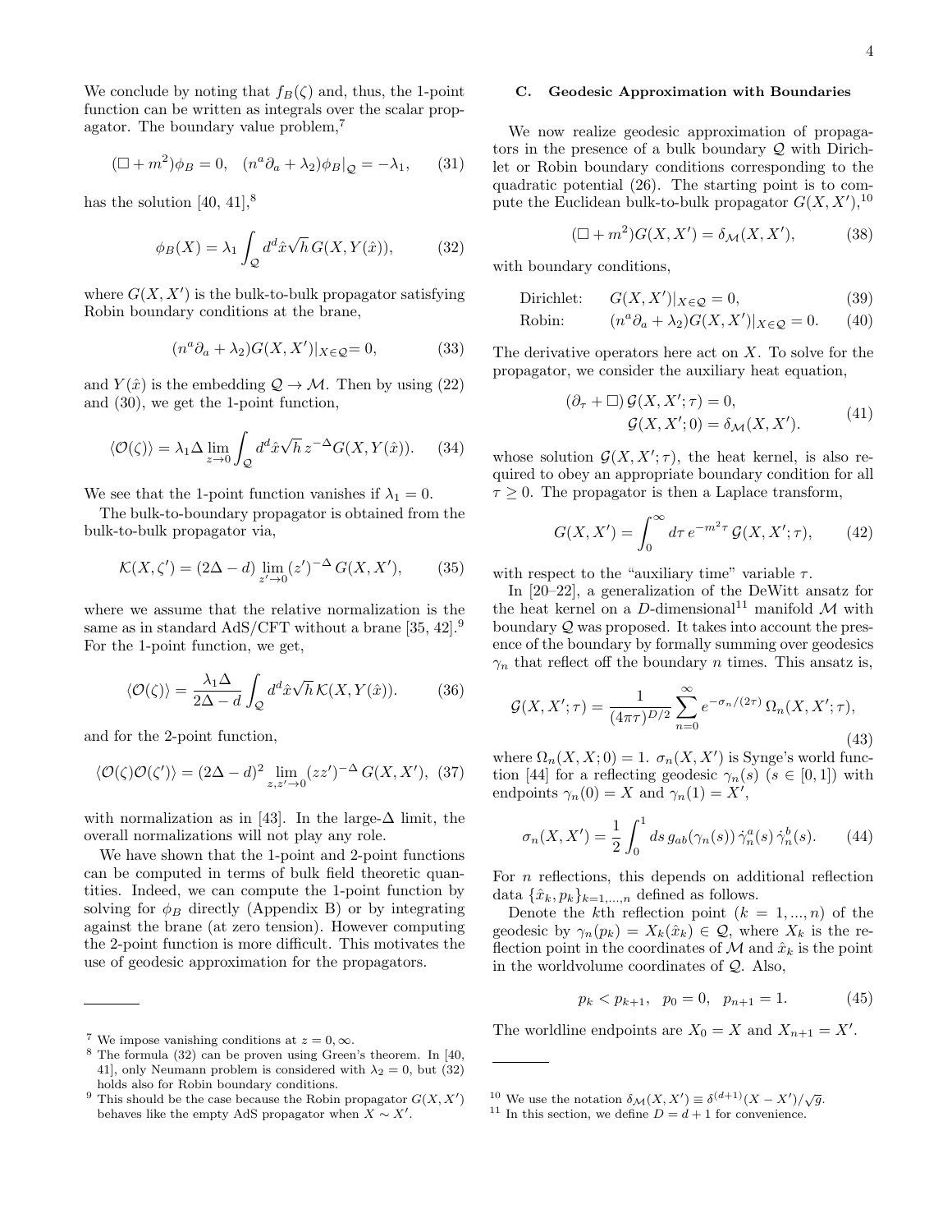We conclude by noting that $f_B(\zeta)$ and, thus, the 1-point function can be written as integrals over the scalar propagator. The boundary value problem,[7]

$$(\Box + m^2)\phi_B = 0, \quad (n^a \partial_a + \lambda_2)\phi_B|_{\mathcal{Q}} = -\lambda_1, \tag{31}$$

has the solution [40, 41],[8]

$$\phi_B(X) = \lambda_1 \int_{\mathcal{Q}} d^d\hat{x}\sqrt{h}\, G(X, Y(\hat{x})), \tag{32}$$

where $G(X, X')$ is the bulk-to-bulk propagator satisfying Robin boundary conditions at the brane,

$$(n^a \partial_a + \lambda_2) G(X, X')|_{X \in \mathcal{Q}} = 0, \tag{33}$$

and $Y(\hat{x})$ is the embedding $\mathcal{Q} \to \mathcal{M}$. Then by using (22) and (30), we get the 1-point function,

$$\langle \mathcal{O}(\zeta) \rangle = \lambda_1 \Delta \lim_{z \to 0} \int_{\mathcal{Q}} d^d\hat{x}\sqrt{h}\, z^{-\Delta} G(X, Y(\hat{x})). \tag{34}$$

We see that the 1-point function vanishes if $\lambda_1 = 0$.

The bulk-to-boundary propagator is obtained from the bulk-to-bulk propagator via,

$$\mathcal{K}(X, \zeta') = (2\Delta - d) \lim_{z' \to 0} (z')^{-\Delta}\, G(X, X'), \tag{35}$$

where we assume that the relative normalization is the same as in standard AdS/CFT without a brane [35, 42].[9] For the 1-point function, we get,

$$\langle \mathcal{O}(\zeta) \rangle = \frac{\lambda_1 \Delta}{2\Delta - d} \int_{\mathcal{Q}} d^d\hat{x}\sqrt{h}\, \mathcal{K}(X, Y(\hat{x})). \tag{36}$$

and for the 2-point function,

$$\langle \mathcal{O}(\zeta)\mathcal{O}(\zeta') \rangle = (2\Delta - d)^2 \lim_{z, z' \to 0} (zz')^{-\Delta}\, G(X, X'), \tag{37}$$

with normalization as in [43]. In the large-$\Delta$ limit, the overall normalizations will not play any role.

We have shown that the 1-point and 2-point functions can be computed in terms of bulk field theoretic quantities. Indeed, we can compute the 1-point function by solving for $\phi_B$ directly (Appendix B) or by integrating against the brane (at zero tension). However computing the 2-point function is more difficult. This motivates the use of geodesic approximation for the propagators.

[7] We impose vanishing conditions at $z = 0, \infty$.

[8] The formula (32) can be proven using Green's theorem. In [40, 41], only Neumann problem is considered with $\lambda_2 = 0$, but (32) holds also for Robin boundary conditions.

[9] This should be the case because the Robin propagator $G(X, X')$ behaves like the empty AdS propagator when $X \sim X'$.

### C. Geodesic Approximation with Boundaries

We now realize geodesic approximation of propagators in the presence of a bulk boundary $\mathcal{Q}$ with Dirichlet or Robin boundary conditions corresponding to the quadratic potential (26). The starting point is to compute the Euclidean bulk-to-bulk propagator $G(X, X')$,[10]

$$(\Box + m^2) G(X, X') = \delta_{\mathcal{M}}(X, X'), \tag{38}$$

with boundary conditions,

$$\text{Dirichlet:} \qquad G(X, X')|_{X \in \mathcal{Q}} = 0, \tag{39}$$

$$\text{Robin:} \qquad (n^a \partial_a + \lambda_2) G(X, X')|_{X \in \mathcal{Q}} = 0. \tag{40}$$

The derivative operators here act on $X$. To solve for the propagator, we consider the auxiliary heat equation,

$$\begin{aligned} (\partial_\tau + \Box)\, \mathcal{G}(X, X'; \tau) = 0, \\ \mathcal{G}(X, X'; 0) = \delta_{\mathcal{M}}(X, X'). \end{aligned} \tag{41}$$

whose solution $\mathcal{G}(X, X'; \tau)$, the heat kernel, is also required to obey an appropriate boundary condition for all $\tau \geq 0$. The propagator is then a Laplace transform,

$$G(X, X') = \int_0^\infty d\tau\, e^{-m^2\tau}\, \mathcal{G}(X, X'; \tau), \tag{42}$$

with respect to the "auxiliary time" variable $\tau$.

In [20–22], a generalization of the DeWitt ansatz for the heat kernel on a $D$-dimensional[11] manifold $\mathcal{M}$ with boundary $\mathcal{Q}$ was proposed. It takes into account the presence of the boundary by formally summing over geodesics $\gamma_n$ that reflect off the boundary $n$ times. This ansatz is,

$$\mathcal{G}(X, X'; \tau) = \frac{1}{(4\pi\tau)^{D/2}} \sum_{n=0}^{\infty} e^{-\sigma_n/(2\tau)}\, \Omega_n(X, X'; \tau), \tag{43}$$

where $\Omega_n(X, X; 0) = 1$. $\sigma_n(X, X')$ is Synge's world function [44] for a reflecting geodesic $\gamma_n(s)$ ($s \in [0, 1]$) with endpoints $\gamma_n(0) = X$ and $\gamma_n(1) = X'$,

$$\sigma_n(X, X') = \frac{1}{2} \int_0^1 ds\, g_{ab}(\gamma_n(s))\, \dot{\gamma}_n^a(s)\, \dot{\gamma}_n^b(s). \tag{44}$$

For $n$ reflections, this depends on additional reflection data $\{\hat{x}_k, p_k\}_{k=1,\ldots,n}$ defined as follows.

Denote the $k$th reflection point ($k = 1, \ldots, n$) of the geodesic by $\gamma_n(p_k) = X_k(\hat{x}_k) \in \mathcal{Q}$, where $X_k$ is the reflection point in the coordinates of $\mathcal{M}$ and $\hat{x}_k$ is the point in the worldvolume coordinates of $\mathcal{Q}$. Also,

$$p_k < p_{k+1}, \quad p_0 = 0, \quad p_{n+1} = 1. \tag{45}$$

The worldline endpoints are $X_0 = X$ and $X_{n+1} = X'$.

[10] We use the notation $\delta_{\mathcal{M}}(X, X') \equiv \delta^{(d+1)}(X - X')/\sqrt{g}$.

[11] In this section, we define $D = d + 1$ for convenience.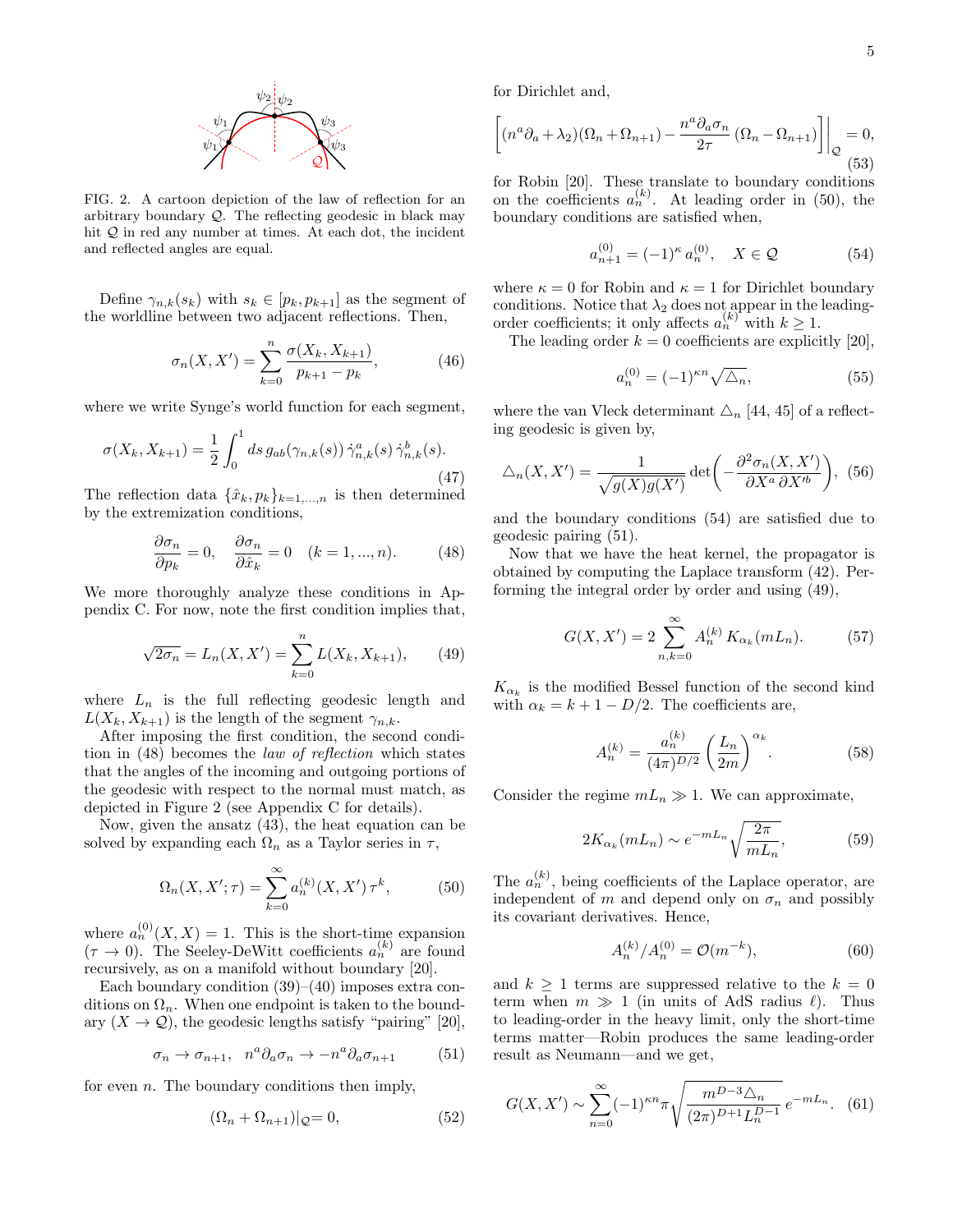FIG. 2. A cartoon depiction of the law of reflection for an arbitrary boundary $\mathcal{Q}$. The reflecting geodesic in black may hit $\mathcal{Q}$ in red any number at times. At each dot, the incident and reflected angles are equal.

Define $\gamma_{n,k}(s_k)$ with $s_k \in [p_k, p_{k+1}]$ as the segment of the worldline between two adjacent reflections. Then,

$$\sigma_n(X, X') = \sum_{k=0}^{n} \frac{\sigma(X_k, X_{k+1})}{p_{k+1} - p_k}, \tag{46}$$

where we write Synge's world function for each segment,

$$\sigma(X_k, X_{k+1}) = \frac{1}{2}\int_0^1 ds\, g_{ab}(\gamma_{n,k}(s))\, \dot{\gamma}^a_{n,k}(s)\, \dot{\gamma}^b_{n,k}(s). \tag{47}$$

The reflection data $\{\hat{x}_k, p_k\}_{k=1,\dots,n}$ is then determined by the extremization conditions,

$$\frac{\partial \sigma_n}{\partial p_k} = 0, \quad \frac{\partial \sigma_n}{\partial \hat{x}_k} = 0 \quad (k = 1, \dots, n). \tag{48}$$

We more thoroughly analyze these conditions in Appendix C. For now, note the first condition implies that,

$$\sqrt{2\sigma_n} = L_n(X, X') = \sum_{k=0}^{n} L(X_k, X_{k+1}), \tag{49}$$

where $L_n$ is the full reflecting geodesic length and $L(X_k, X_{k+1})$ is the length of the segment $\gamma_{n,k}$.

After imposing the first condition, the second condition in (48) becomes the *law of reflection* which states that the angles of the incoming and outgoing portions of the geodesic with respect to the normal must match, as depicted in Figure 2 (see Appendix C for details).

Now, given the ansatz (43), the heat equation can be solved by expanding each $\Omega_n$ as a Taylor series in $\tau$,

$$\Omega_n(X, X'; \tau) = \sum_{k=0}^{\infty} a_n^{(k)}(X, X')\, \tau^k, \tag{50}$$

where $a_n^{(0)}(X, X) = 1$. This is the short-time expansion ($\tau \to 0$). The Seeley-DeWitt coefficients $a_n^{(k)}$ are found recursively, as on a manifold without boundary [20].

Each boundary condition (39)–(40) imposes extra conditions on $\Omega_n$. When one endpoint is taken to the boundary ($X \to \mathcal{Q}$), the geodesic lengths satisfy "pairing" [20],

$$\sigma_n \to \sigma_{n+1}, \quad n^a \partial_a \sigma_n \to -n^a \partial_a \sigma_{n+1} \tag{51}$$

for even $n$. The boundary conditions then imply,

$$(\Omega_n + \Omega_{n+1})|_{\mathcal{Q}} = 0, \tag{52}$$

for Dirichlet and,

$$\left[(n^a\partial_a + \lambda_2)(\Omega_n + \Omega_{n+1}) - \frac{n^a\partial_a\sigma_n}{2\tau}\,(\Omega_n - \Omega_{n+1})\right]\Bigg|_{\mathcal{Q}} = 0, \tag{53}$$

for Robin [20]. These translate to boundary conditions on the coefficients $a_n^{(k)}$. At leading order in (50), the boundary conditions are satisfied when,

$$a_{n+1}^{(0)} = (-1)^{\kappa}\, a_n^{(0)}, \quad X \in \mathcal{Q} \tag{54}$$

where $\kappa = 0$ for Robin and $\kappa = 1$ for Dirichlet boundary conditions. Notice that $\lambda_2$ does not appear in the leading-order coefficients; it only affects $a_n^{(k)}$ with $k \geq 1$.

The leading order $k = 0$ coefficients are explicitly [20],

$$a_n^{(0)} = (-1)^{\kappa n}\sqrt{\triangle_n}, \tag{55}$$

where the van Vleck determinant $\triangle_n$ [44, 45] of a reflecting geodesic is given by,

$$\triangle_n(X, X') = \frac{1}{\sqrt{g(X) g(X')}} \det\!\left(-\frac{\partial^2 \sigma_n(X, X')}{\partial X^a\, \partial X'^b}\right), \tag{56}$$

and the boundary conditions (54) are satisfied due to geodesic pairing (51).

Now that we have the heat kernel, the propagator is obtained by computing the Laplace transform (42). Performing the integral order by order and using (49),

$$G(X, X') = 2\sum_{n,k=0}^{\infty} A_n^{(k)}\, K_{\alpha_k}(mL_n). \tag{57}$$

$K_{\alpha_k}$ is the modified Bessel function of the second kind with $\alpha_k = k + 1 - D/2$. The coefficients are,

$$A_n^{(k)} = \frac{a_n^{(k)}}{(4\pi)^{D/2}}\left(\frac{L_n}{2m}\right)^{\alpha_k}. \tag{58}$$

Consider the regime $mL_n \gg 1$. We can approximate,

$$2K_{\alpha_k}(mL_n) \sim e^{-mL_n}\sqrt{\frac{2\pi}{mL_n}}, \tag{59}$$

The $a_n^{(k)}$, being coefficients of the Laplace operator, are independent of $m$ and depend only on $\sigma_n$ and possibly its covariant derivatives. Hence,

$$A_n^{(k)}/A_n^{(0)} = \mathcal{O}(m^{-k}), \tag{60}$$

and $k \geq 1$ terms are suppressed relative to the $k = 0$ term when $m \gg 1$ (in units of AdS radius $\ell$). Thus to leading-order in the heavy limit, only the short-time terms matter—Robin produces the same leading-order result as Neumann—and we get,

$$G(X, X') \sim \sum_{n=0}^{\infty} (-1)^{\kappa n}\pi\sqrt{\frac{m^{D-3}\triangle_n}{(2\pi)^{D+1} L_n^{D-1}}}\, e^{-mL_n}. \tag{61}$$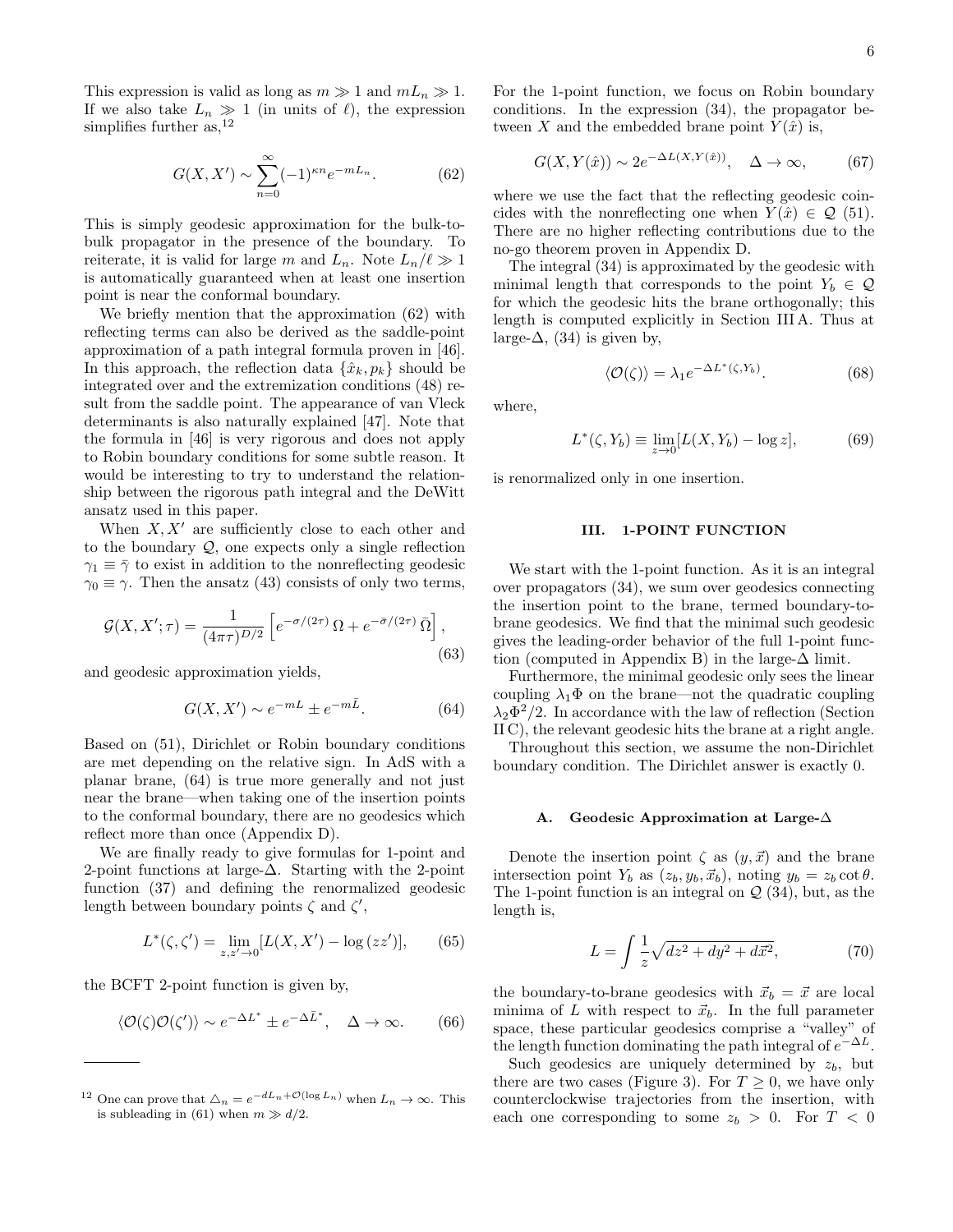This expression is valid as long as $m \gg 1$ and $mL_n \gg 1$. If we also take $L_n \gg 1$ (in units of $\ell$), the expression simplifies further as,[12]

$$G(X, X') \sim \sum_{n=0}^{\infty} (-1)^{\kappa n} e^{-mL_n}. \tag{62}$$

This is simply geodesic approximation for the bulk-to-bulk propagator in the presence of the boundary. To reiterate, it is valid for large $m$ and $L_n$. Note $L_n/\ell \gg 1$ is automatically guaranteed when at least one insertion point is near the conformal boundary.

We briefly mention that the approximation (62) with reflecting terms can also be derived as the saddle-point approximation of a path integral formula proven in [46]. In this approach, the reflection data $\{\hat{x}_k, p_k\}$ should be integrated over and the extremization conditions (48) result from the saddle point. The appearance of van Vleck determinants is also naturally explained [47]. Note that the formula in [46] is very rigorous and does not apply to Robin boundary conditions for some subtle reason. It would be interesting to try to understand the relationship between the rigorous path integral and the DeWitt ansatz used in this paper.

When $X, X'$ are sufficiently close to each other and to the boundary $\mathcal{Q}$, one expects only a single reflection $\gamma_1 \equiv \bar{\gamma}$ to exist in addition to the nonreflecting geodesic $\gamma_0 \equiv \gamma$. Then the ansatz (43) consists of only two terms,

$$\mathcal{G}(X, X'; \tau) = \frac{1}{(4\pi\tau)^{D/2}} \left[ e^{-\sigma/(2\tau)}\, \Omega + e^{-\bar{\sigma}/(2\tau)}\, \bar{\Omega} \right], \tag{63}$$

and geodesic approximation yields,

$$G(X, X') \sim e^{-mL} \pm e^{-m\bar{L}}. \tag{64}$$

Based on (51), Dirichlet or Robin boundary conditions are met depending on the relative sign. In AdS with a planar brane, (64) is true more generally and not just near the brane—when taking one of the insertion points to the conformal boundary, there are no geodesics which reflect more than once (Appendix D).

We are finally ready to give formulas for 1-point and 2-point functions at large-$\Delta$. Starting with the 2-point function (37) and defining the renormalized geodesic length between boundary points $\zeta$ and $\zeta'$,

$$L^*(\zeta, \zeta') = \lim_{z, z' \to 0} [L(X, X') - \log(zz')], \tag{65}$$

the BCFT 2-point function is given by,

$$\langle \mathcal{O}(\zeta)\mathcal{O}(\zeta') \rangle \sim e^{-\Delta L^*} \pm e^{-\Delta \bar{L}^*}, \quad \Delta \to \infty. \tag{66}$$

For the 1-point function, we focus on Robin boundary conditions. In the expression (34), the propagator between $X$ and the embedded brane point $Y(\hat{x})$ is,

$$G(X, Y(\hat{x})) \sim 2e^{-\Delta L(X, Y(\hat{x}))}, \quad \Delta \to \infty, \tag{67}$$

where we use the fact that the reflecting geodesic coincides with the nonreflecting one when $Y(\hat{x}) \in \mathcal{Q}$ (51). There are no higher reflecting contributions due to the no-go theorem proven in Appendix D.

The integral (34) is approximated by the geodesic with minimal length that corresponds to the point $Y_b \in \mathcal{Q}$ for which the geodesic hits the brane orthogonally; this length is computed explicitly in Section III A. Thus at large-$\Delta$, (34) is given by,

$$\langle \mathcal{O}(\zeta) \rangle = \lambda_1 e^{-\Delta L^*(\zeta, Y_b)}. \tag{68}$$

where,

$$L^*(\zeta, Y_b) \equiv \lim_{z \to 0} [L(X, Y_b) - \log z], \tag{69}$$

is renormalized only in one insertion.

## III. 1-POINT FUNCTION

We start with the 1-point function. As it is an integral over propagators (34), we sum over geodesics connecting the insertion point to the brane, termed boundary-to-brane geodesics. We find that the minimal such geodesic gives the leading-order behavior of the full 1-point function (computed in Appendix B) in the large-$\Delta$ limit.

Furthermore, the minimal geodesic only sees the linear coupling $\lambda_1 \Phi$ on the brane—not the quadratic coupling $\lambda_2 \Phi^2/2$. In accordance with the law of reflection (Section II C), the relevant geodesic hits the brane at a right angle.

Throughout this section, we assume the non-Dirichlet boundary condition. The Dirichlet answer is exactly 0.

### A. Geodesic Approximation at Large-$\Delta$

Denote the insertion point $\zeta$ as $(y, \vec{x})$ and the brane intersection point $Y_b$ as $(z_b, y_b, \vec{x}_b)$, noting $y_b = z_b \cot\theta$. The 1-point function is an integral on $\mathcal{Q}$ (34), but, as the length is,

$$L = \int \frac{1}{z}\sqrt{dz^2 + dy^2 + d\vec{x}^2}, \tag{70}$$

the boundary-to-brane geodesics with $\vec{x}_b = \vec{x}$ are local minima of $L$ with respect to $\vec{x}_b$. In the full parameter space, these particular geodesics comprise a "valley" of the length function dominating the path integral of $e^{-\Delta L}$.

Such geodesics are uniquely determined by $z_b$, but there are two cases (Figure 3). For $T \geq 0$, we have only counterclockwise trajectories from the insertion, with each one corresponding to some $z_b > 0$. For $T < 0$

---

[12] One can prove that $\triangle_n = e^{-dL_n + \mathcal{O}(\log L_n)}$ when $L_n \to \infty$. This is subleading in (61) when $m \gg d/2$.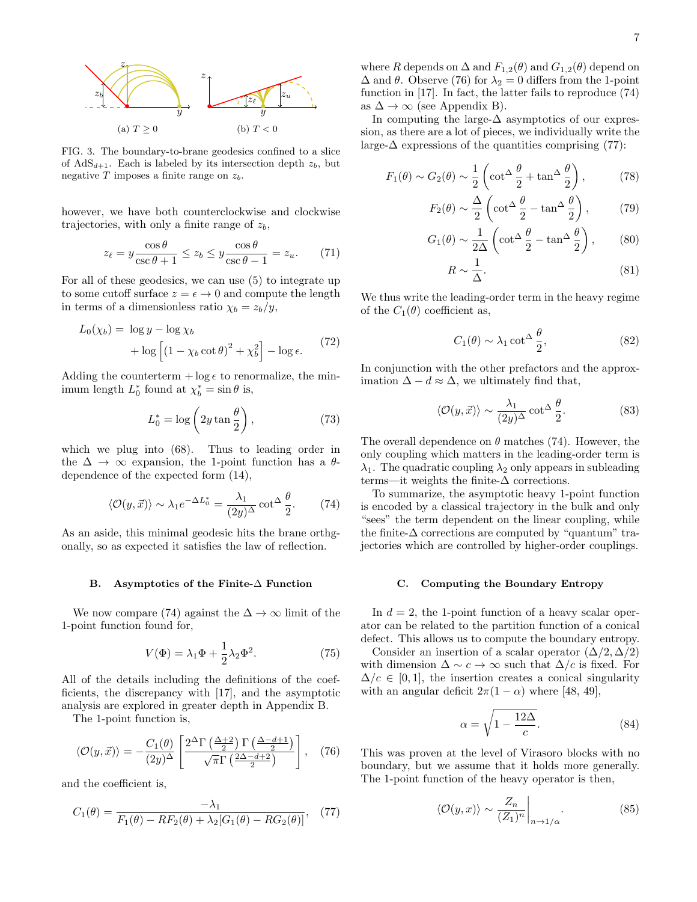FIG. 3. The boundary-to-brane geodesics confined to a slice of AdS$_{d+1}$. Each is labeled by its intersection depth $z_b$, but negative $T$ imposes a finite range on $z_b$.

however, we have both counterclockwise and clockwise trajectories, with only a finite range of $z_b$,

$$z_\ell = y\frac{\cos\theta}{\csc\theta+1} \leq z_b \leq y\frac{\cos\theta}{\csc\theta-1} = z_u. \tag{71}$$

For all of these geodesics, we can use (5) to integrate up to some cutoff surface $z = \epsilon \to 0$ and compute the length in terms of a dimensionless ratio $\chi_b = z_b/y$,

$$\begin{aligned} L_0(\chi_b) = &\ \log y - \log \chi_b \\ &+ \log\left[(1-\chi_b\cot\theta)^2 + \chi_b^2\right] - \log\epsilon. \end{aligned} \tag{72}$$

Adding the counterterm $+\log\epsilon$ to renormalize, the minimum length $L_0^*$ found at $\chi_b^* = \sin\theta$ is,

$$L_0^* = \log\left(2y\tan\frac{\theta}{2}\right), \tag{73}$$

which we plug into (68). Thus to leading order in the $\Delta \to \infty$ expansion, the 1-point function has a $\theta$-dependence of the expected form (14),

$$\langle \mathcal{O}(y,\vec{x})\rangle \sim \lambda_1 e^{-\Delta L_0^*} = \frac{\lambda_1}{(2y)^\Delta}\cot^\Delta\frac{\theta}{2}. \tag{74}$$

As an aside, this minimal geodesic hits the brane orthgonally, so as expected it satisfies the law of reflection.

### B. Asymptotics of the Finite-$\Delta$ Function

We now compare (74) against the $\Delta \to \infty$ limit of the 1-point function found for,

$$V(\Phi) = \lambda_1\Phi + \frac{1}{2}\lambda_2\Phi^2. \tag{75}$$

All of the details including the definitions of the coefficients, the discrepancy with [17], and the asymptotic analysis are explored in greater depth in Appendix B.

The 1-point function is,

$$\langle \mathcal{O}(y,\vec{x})\rangle = -\frac{C_1(\theta)}{(2y)^\Delta}\left[\frac{2^\Delta\Gamma\left(\frac{\Delta+2}{2}\right)\Gamma\left(\frac{\Delta-d+1}{2}\right)}{\sqrt{\pi}\,\Gamma\left(\frac{2\Delta-d+2}{2}\right)}\right], \tag{76}$$

and the coefficient is,

$$C_1(\theta) = \frac{-\lambda_1}{F_1(\theta) - RF_2(\theta) + \lambda_2[G_1(\theta) - RG_2(\theta)]}, \tag{77}$$

where $R$ depends on $\Delta$ and $F_{1,2}(\theta)$ and $G_{1,2}(\theta)$ depend on $\Delta$ and $\theta$. Observe (76) for $\lambda_2 = 0$ differs from the 1-point function in [17]. In fact, the latter fails to reproduce (74) as $\Delta \to \infty$ (see Appendix B).

In computing the large-$\Delta$ asymptotics of our expression, as there are a lot of pieces, we individually write the large-$\Delta$ expressions of the quantities comprising (77):

$$F_1(\theta) \sim G_2(\theta) \sim \frac{1}{2}\left(\cot^\Delta\frac{\theta}{2} + \tan^\Delta\frac{\theta}{2}\right), \tag{78}$$

$$F_2(\theta) \sim \frac{\Delta}{2}\left(\cot^\Delta\frac{\theta}{2} - \tan^\Delta\frac{\theta}{2}\right), \tag{79}$$

$$G_1(\theta) \sim \frac{1}{2\Delta}\left(\cot^\Delta\frac{\theta}{2} - \tan^\Delta\frac{\theta}{2}\right), \tag{80}$$

$$R \sim \frac{1}{\Delta}. \tag{81}$$

We thus write the leading-order term in the heavy regime of the $C_1(\theta)$ coefficient as,

$$C_1(\theta) \sim \lambda_1\cot^\Delta\frac{\theta}{2}, \tag{82}$$

In conjunction with the other prefactors and the approximation $\Delta - d \approx \Delta$, we ultimately find that,

$$\langle \mathcal{O}(y,\vec{x})\rangle \sim \frac{\lambda_1}{(2y)^\Delta}\cot^\Delta\frac{\theta}{2}. \tag{83}$$

The overall dependence on $\theta$ matches (74). However, the only coupling which matters in the leading-order term is $\lambda_1$. The quadratic coupling $\lambda_2$ only appears in subleading terms—it weights the finite-$\Delta$ corrections.

To summarize, the asymptotic heavy 1-point function is encoded by a classical trajectory in the bulk and only "sees" the term dependent on the linear coupling, while the finite-$\Delta$ corrections are computed by "quantum" trajectories which are controlled by higher-order couplings.

### C. Computing the Boundary Entropy

In $d = 2$, the 1-point function of a heavy scalar operator can be related to the partition function of a conical defect. This allows us to compute the boundary entropy.

Consider an insertion of a scalar operator $(\Delta/2, \Delta/2)$ with dimension $\Delta \sim c \to \infty$ such that $\Delta/c$ is fixed. For $\Delta/c \in [0,1]$, the insertion creates a conical singularity with an angular deficit $2\pi(1-\alpha)$ where [48, 49],

$$\alpha = \sqrt{1 - \frac{12\Delta}{c}}. \tag{84}$$

This was proven at the level of Virasoro blocks with no boundary, but we assume that it holds more generally. The 1-point function of the heavy operator is then,

$$\langle \mathcal{O}(y,x)\rangle \sim \left.\frac{Z_n}{(Z_1)^n}\right|_{n\to 1/\alpha}. \tag{85}$$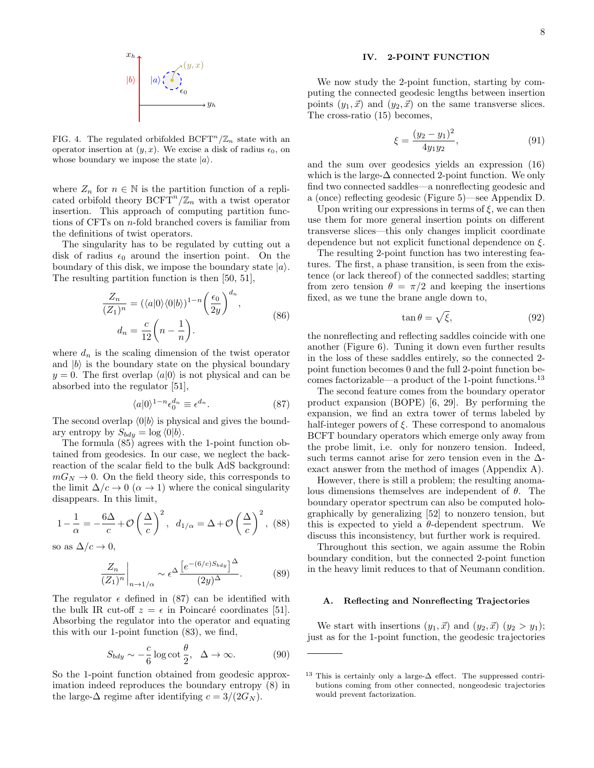FIG. 4. The regulated orbifolded BCFT$^n/\mathbb{Z}_n$ state with an operator insertion at $(y, x)$. We excise a disk of radius $\epsilon_0$, on whose boundary we impose the state $|a\rangle$.

where $Z_n$ for $n \in \mathbb{N}$ is the partition function of a replicated orbifold theory BCFT$^n/\mathbb{Z}_n$ with a twist operator insertion. This approach of computing partition functions of CFTs on $n$-fold branched covers is familiar from the definitions of twist operators.

The singularity has to be regulated by cutting out a disk of radius $\epsilon_0$ around the insertion point. On the boundary of this disk, we impose the boundary state $|a\rangle$. The resulting partition function is then [50, 51],

$$\frac{Z_n}{(Z_1)^n} = (\langle a|0\rangle\langle 0|b\rangle)^{1-n}\left(\frac{\epsilon_0}{2y}\right)^{d_n}, \qquad d_n = \frac{c}{12}\left(n - \frac{1}{n}\right). \tag{86}$$

where $d_n$ is the scaling dimension of the twist operator and $|b\rangle$ is the boundary state on the physical boundary $y = 0$. The first overlap $\langle a|0\rangle$ is not physical and can be absorbed into the regulator [51],

$$\langle a|0\rangle^{1-n}\epsilon_0^{d_n} \equiv \epsilon^{d_n}. \tag{87}$$

The second overlap $\langle 0|b\rangle$ is physical and gives the boundary entropy by $S_{bdy} = \log\langle 0|b\rangle$.

The formula (85) agrees with the 1-point function obtained from geodesics. In our case, we neglect the backreaction of the scalar field to the bulk AdS background: $mG_N \to 0$. On the field theory side, this corresponds to the limit $\Delta/c \to 0$ ($\alpha \to 1$) where the conical singularity disappears. In this limit,

$$1 - \frac{1}{\alpha} = -\frac{6\Delta}{c} + \mathcal{O}\left(\frac{\Delta}{c}\right)^2, \quad d_{1/\alpha} = \Delta + \mathcal{O}\left(\frac{\Delta}{c}\right)^2, \tag{88}$$

so as $\Delta/c \to 0$,

$$\left.\frac{Z_n}{(Z_1)^n}\right|_{n\to 1/\alpha} \sim \epsilon^\Delta \frac{\left[e^{-(6/c)S_{bdy}}\right]^\Delta}{(2y)^\Delta}. \tag{89}$$

The regulator $\epsilon$ defined in (87) can be identified with the bulk IR cut-off $z = \epsilon$ in Poincaré coordinates [51]. Absorbing the regulator into the operator and equating this with our 1-point function (83), we find,

$$S_{bdy} \sim -\frac{c}{6}\log\cot\frac{\theta}{2}, \quad \Delta \to \infty. \tag{90}$$

So the 1-point function obtained from geodesic approximation indeed reproduces the boundary entropy (8) in the large-$\Delta$ regime after identifying $c = 3/(2G_N)$.

## IV. 2-POINT FUNCTION

We now study the 2-point function, starting by computing the connected geodesic lengths between insertion points $(y_1, \vec{x})$ and $(y_2, \vec{x})$ on the same transverse slices. The cross-ratio (15) becomes,

$$\xi = \frac{(y_2 - y_1)^2}{4y_1y_2}, \tag{91}$$

and the sum over geodesics yields an expression (16) which is the large-$\Delta$ connected 2-point function. We only find two connected saddles—a nonreflecting geodesic and a (once) reflecting geodesic (Figure 5)—see Appendix D.

Upon writing our expressions in terms of $\xi$, we can then use them for more general insertion points on different transverse slices—this only changes implicit coordinate dependence but not explicit functional dependence on $\xi$.

The resulting 2-point function has two interesting features. The first, a phase transition, is seen from the existence (or lack thereof) of the connected saddles; starting from zero tension $\theta = \pi/2$ and keeping the insertions fixed, as we tune the brane angle down to,

$$\tan\theta = \sqrt{\xi}, \tag{92}$$

the nonreflecting and reflecting saddles coincide with one another (Figure 6). Tuning it down even further results in the loss of these saddles entirely, so the connected 2-point function becomes 0 and the full 2-point function becomes factorizable—a product of the 1-point functions.[13]

The second feature comes from the boundary operator product expansion (BOPE) [6, 29]. By performing the expansion, we find an extra tower of terms labeled by half-integer powers of $\xi$. These correspond to anomalous BCFT boundary operators which emerge only away from the probe limit, i.e. only for nonzero tension. Indeed, such terms cannot arise for zero tension even in the $\Delta$-exact answer from the method of images (Appendix A).

However, there is still a problem; the resulting anomalous dimensions themselves are independent of $\theta$. The boundary operator spectrum can also be computed holographically by generalizing [52] to nonzero tension, but this is expected to yield a $\theta$-dependent spectrum. We discuss this inconsistency, but further work is required.

Throughout this section, we again assume the Robin boundary condition, but the connected 2-point function in the heavy limit reduces to that of Neumann condition.

### A. Reflecting and Nonreflecting Trajectories

We start with insertions $(y_1, \vec{x})$ and $(y_2, \vec{x})$ $(y_2 > y_1)$; just as for the 1-point function, the geodesic trajectories

[13] This is certainly only a large-$\Delta$ effect. The suppressed contributions coming from other connected, nongeodesic trajectories would prevent factorization.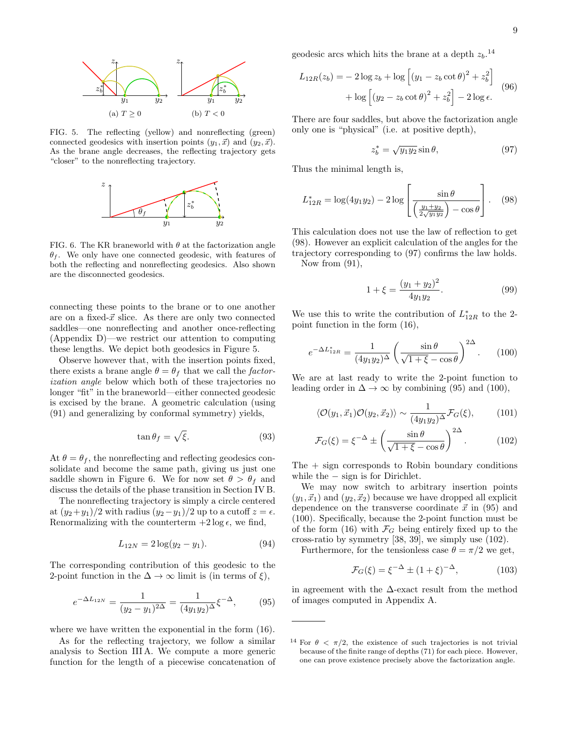FIG. 5. The reflecting (yellow) and nonreflecting (green) connected geodesics with insertion points $(y_1, \vec{x})$ and $(y_2, \vec{x})$. As the brane angle decreases, the reflecting trajectory gets "closer" to the nonreflecting trajectory.

FIG. 6. The KR braneworld with $\theta$ at the factorization angle $\theta_f$. We only have one connected geodesic, with features of both the reflecting and nonreflecting geodesics. Also shown are the disconnected geodesics.

connecting these points to the brane or to one another are on a fixed-$\vec{x}$ slice. As there are only two connected saddles—one nonreflecting and another once-reflecting (Appendix D)—we restrict our attention to computing these lengths. We depict both geodesics in Figure 5.

Observe however that, with the insertion points fixed, there exists a brane angle $\theta = \theta_f$ that we call the *factorization angle* below which both of these trajectories no longer "fit" in the braneworld—either connected geodesic is excised by the brane. A geometric calculation (using (91) and generalizing by conformal symmetry) yields,

$$\tan\theta_f = \sqrt{\xi}. \tag{93}$$

At $\theta = \theta_f$, the nonreflecting and reflecting geodesics consolidate and become the same path, giving us just one saddle shown in Figure 6. We for now set $\theta > \theta_f$ and discuss the details of the phase transition in Section IV B.

The nonreflecting trajectory is simply a circle centered at $(y_2+y_1)/2$ with radius $(y_2-y_1)/2$ up to a cutoff $z=\epsilon$. Renormalizing with the counterterm $+2\log\epsilon$, we find,

$$L_{12N} = 2\log(y_2 - y_1). \tag{94}$$

The corresponding contribution of this geodesic to the 2-point function in the $\Delta\to\infty$ limit is (in terms of $\xi$),

$$e^{-\Delta L_{12N}} = \frac{1}{(y_2-y_1)^{2\Delta}} = \frac{1}{(4y_1y_2)^{\Delta}}\xi^{-\Delta}, \tag{95}$$

where we have written the exponential in the form (16).

As for the reflecting trajectory, we follow a similar analysis to Section III A. We compute a more generic function for the length of a piecewise concatenation of geodesic arcs which hits the brane at a depth $z_b$.[14]

$$\begin{aligned} L_{12R}(z_b) = &-2\log z_b + \log\left[(y_1 - z_b\cot\theta)^2 + z_b^2\right] \\ &+ \log\left[(y_2 - z_b\cot\theta)^2 + z_b^2\right] - 2\log\epsilon. \end{aligned} \tag{96}$$

There are four saddles, but above the factorization angle only one is "physical" (i.e. at positive depth),

$$z_b^* = \sqrt{y_1y_2}\sin\theta, \tag{97}$$

Thus the minimal length is,

$$L_{12R}^* = \log(4y_1y_2) - 2\log\left[\frac{\sin\theta}{\left(\frac{y_1+y_2}{2\sqrt{y_1y_2}}\right) - \cos\theta}\right]. \tag{98}$$

This calculation does not use the law of reflection to get (98). However an explicit calculation of the angles for the trajectory corresponding to (97) confirms the law holds.

Now from (91),

$$1+\xi = \frac{(y_1+y_2)^2}{4y_1y_2}. \tag{99}$$

We use this to write the contribution of $L_{12R}^*$ to the 2-point function in the form (16),

$$e^{-\Delta L_{12R}^*} = \frac{1}{(4y_1y_2)^{\Delta}}\left(\frac{\sin\theta}{\sqrt{1+\xi}-\cos\theta}\right)^{2\Delta}. \tag{100}$$

We are at last ready to write the 2-point function to leading order in $\Delta\to\infty$ by combining (95) and (100),

$$\langle\mathcal{O}(y_1,\vec{x}_1)\mathcal{O}(y_2,\vec{x}_2)\rangle \sim \frac{1}{(4y_1y_2)^{\Delta}}\mathcal{F}_G(\xi), \tag{101}$$

$$\mathcal{F}_G(\xi) = \xi^{-\Delta} \pm \left(\frac{\sin\theta}{\sqrt{1+\xi}-\cos\theta}\right)^{2\Delta}. \tag{102}$$

The $+$ sign corresponds to Robin boundary conditions while the $-$ sign is for Dirichlet.

We may now switch to arbitrary insertion points $(y_1,\vec{x}_1)$ and $(y_2,\vec{x}_2)$ because we have dropped all explicit dependence on the transverse coordinate $\vec{x}$ in (95) and (100). Specifically, because the 2-point function must be of the form (16) with $\mathcal{F}_G$ being entirely fixed up to the cross-ratio by symmetry [38, 39], we simply use (102).

Furthermore, for the tensionless case $\theta=\pi/2$ we get,

$$\mathcal{F}_G(\xi) = \xi^{-\Delta} \pm (1+\xi)^{-\Delta}, \tag{103}$$

in agreement with the $\Delta$-exact result from the method of images computed in Appendix A.

---

[14] For $\theta < \pi/2$, the existence of such trajectories is not trivial because of the finite range of depths (71) for each piece. However, one can prove existence precisely above the factorization angle.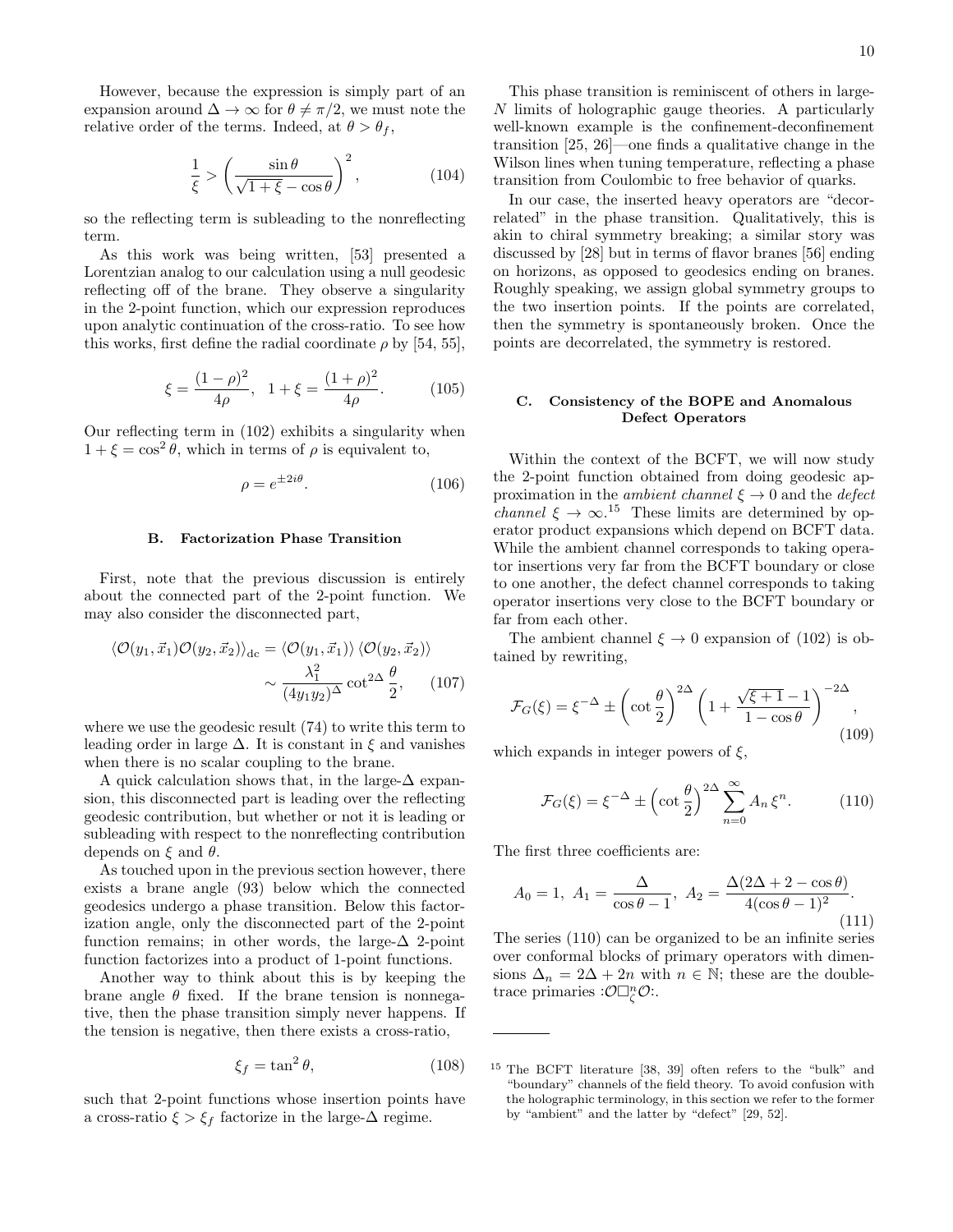However, because the expression is simply part of an expansion around $\Delta \to \infty$ for $\theta \neq \pi/2$, we must note the relative order of the terms. Indeed, at $\theta > \theta_f$,

$$\frac{1}{\xi} > \left( \frac{\sin\theta}{\sqrt{1+\xi} - \cos\theta} \right)^2, \tag{104}$$

so the reflecting term is subleading to the nonreflecting term.

As this work was being written, [53] presented a Lorentzian analog to our calculation using a null geodesic reflecting off of the brane. They observe a singularity in the 2-point function, which our expression reproduces upon analytic continuation of the cross-ratio. To see how this works, first define the radial coordinate $\rho$ by [54, 55],

$$\xi = \frac{(1-\rho)^2}{4\rho}, \quad 1+\xi = \frac{(1+\rho)^2}{4\rho}. \tag{105}$$

Our reflecting term in (102) exhibits a singularity when $1 + \xi = \cos^2\theta$, which in terms of $\rho$ is equivalent to,

$$\rho = e^{\pm 2i\theta}. \tag{106}$$

### B. Factorization Phase Transition

First, note that the previous discussion is entirely about the connected part of the 2-point function. We may also consider the disconnected part,

$$\begin{aligned}\langle \mathcal{O}(y_1, \vec{x}_1)\mathcal{O}(y_2, \vec{x}_2)\rangle_{\rm dc} &= \langle \mathcal{O}(y_1, \vec{x}_1)\rangle \langle \mathcal{O}(y_2, \vec{x}_2)\rangle \\ &\sim \frac{\lambda_1^2}{(4y_1y_2)^\Delta} \cot^{2\Delta}\frac{\theta}{2},\end{aligned} \tag{107}$$

where we use the geodesic result (74) to write this term to leading order in large $\Delta$. It is constant in $\xi$ and vanishes when there is no scalar coupling to the brane.

A quick calculation shows that, in the large-$\Delta$ expansion, this disconnected part is leading over the reflecting geodesic contribution, but whether or not it is leading or subleading with respect to the nonreflecting contribution depends on $\xi$ and $\theta$.

As touched upon in the previous section however, there exists a brane angle (93) below which the connected geodesics undergo a phase transition. Below this factorization angle, only the disconnected part of the 2-point function remains; in other words, the large-$\Delta$ 2-point function factorizes into a product of 1-point functions.

Another way to think about this is by keeping the brane angle $\theta$ fixed. If the brane tension is nonnegative, then the phase transition simply never happens. If the tension is negative, then there exists a cross-ratio,

$$\xi_f = \tan^2\theta, \tag{108}$$

such that 2-point functions whose insertion points have a cross-ratio $\xi > \xi_f$ factorize in the large-$\Delta$ regime.

This phase transition is reminiscent of others in large-$N$ limits of holographic gauge theories. A particularly well-known example is the confinement-deconfinement transition [25, 26]—one finds a qualitative change in the Wilson lines when tuning temperature, reflecting a phase transition from Coulombic to free behavior of quarks.

In our case, the inserted heavy operators are "decorrelated" in the phase transition. Qualitatively, this is akin to chiral symmetry breaking; a similar story was discussed by [28] but in terms of flavor branes [56] ending on horizons, as opposed to geodesics ending on branes. Roughly speaking, we assign global symmetry groups to the two insertion points. If the points are correlated, then the symmetry is spontaneously broken. Once the points are decorrelated, the symmetry is restored.

### C. Consistency of the BOPE and Anomalous Defect Operators

Within the context of the BCFT, we will now study the 2-point function obtained from doing geodesic approximation in the *ambient channel* $\xi \to 0$ and the *defect channel* $\xi \to \infty$.[15] These limits are determined by operator product expansions which depend on BCFT data. While the ambient channel corresponds to taking operator insertions very far from the BCFT boundary or close to one another, the defect channel corresponds to taking operator insertions very close to the BCFT boundary or far from each other.

The ambient channel $\xi \to 0$ expansion of (102) is obtained by rewriting,

$$\mathcal{F}_G(\xi) = \xi^{-\Delta} \pm \left(\cot\frac{\theta}{2}\right)^{2\Delta} \left(1 + \frac{\sqrt{\xi+1} - 1}{1 - \cos\theta}\right)^{-2\Delta}, \tag{109}$$

which expands in integer powers of $\xi$,

$$\mathcal{F}_G(\xi) = \xi^{-\Delta} \pm \left(\cot\frac{\theta}{2}\right)^{2\Delta} \sum_{n=0}^{\infty} A_n\, \xi^n. \tag{110}$$

The first three coefficients are:

$$A_0 = 1, \ A_1 = \frac{\Delta}{\cos\theta - 1}, \ A_2 = \frac{\Delta(2\Delta + 2 - \cos\theta)}{4(\cos\theta - 1)^2}. \tag{111}$$

The series (110) can be organized to be an infinite series over conformal blocks of primary operators with dimensions $\Delta_n = 2\Delta + 2n$ with $n \in \mathbb{N}$; these are the double-trace primaries $:\mathcal{O}\Box_\zeta^n\mathcal{O}:$.

---

[15] The BCFT literature [38, 39] often refers to the "bulk" and "boundary" channels of the field theory. To avoid confusion with the holographic terminology, in this section we refer to the former by "ambient" and the latter by "defect" [29, 52].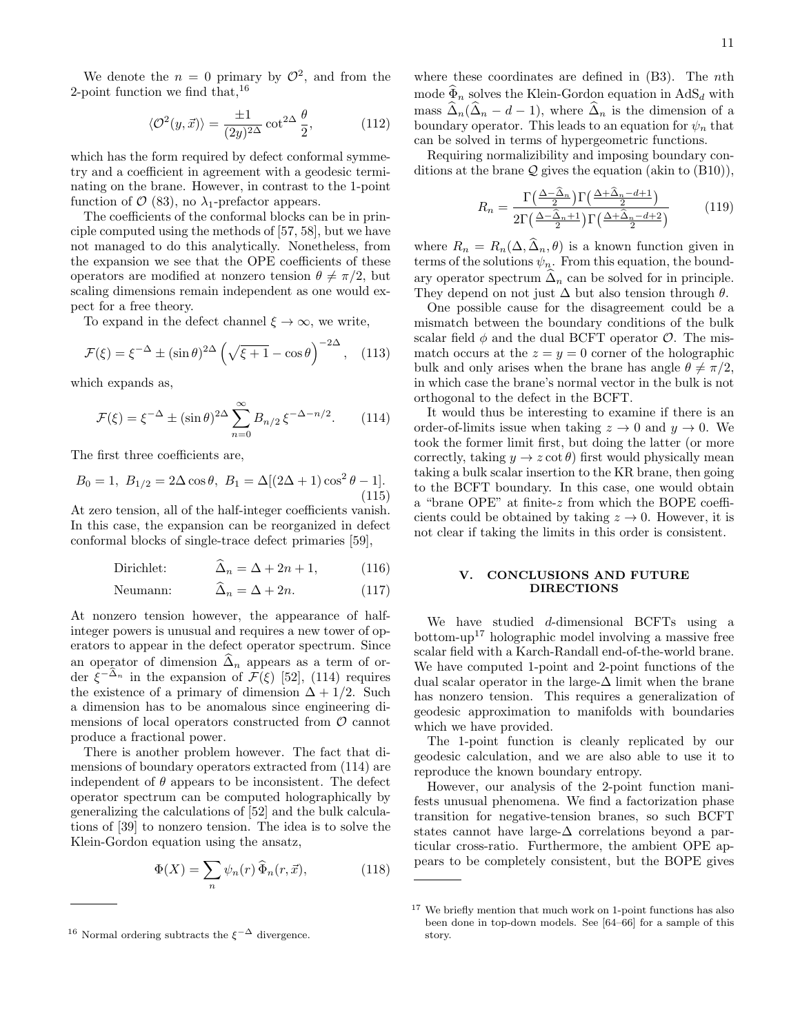We denote the $n = 0$ primary by $\mathcal{O}^2$, and from the 2-point function we find that,[16]

$$\langle \mathcal{O}^2(y, \vec{x}) \rangle = \frac{\pm 1}{(2y)^{2\Delta}} \cot^{2\Delta} \frac{\theta}{2}, \tag{112}$$

which has the form required by defect conformal symmetry and a coefficient in agreement with a geodesic terminating on the brane. However, in contrast to the 1-point function of $\mathcal{O}$ (83), no $\lambda_1$-prefactor appears.

The coefficients of the conformal blocks can be in principle computed using the methods of [57, 58], but we have not managed to do this analytically. Nonetheless, from the expansion we see that the OPE coefficients of these operators are modified at nonzero tension $\theta \neq \pi/2$, but scaling dimensions remain independent as one would expect for a free theory.

To expand in the defect channel $\xi \to \infty$, we write,

$$\mathcal{F}(\xi) = \xi^{-\Delta} \pm (\sin\theta)^{2\Delta} \left( \sqrt{\xi + 1} - \cos\theta \right)^{-2\Delta}, \tag{113}$$

which expands as,

$$\mathcal{F}(\xi) = \xi^{-\Delta} \pm (\sin\theta)^{2\Delta} \sum_{n=0}^{\infty} B_{n/2}\, \xi^{-\Delta - n/2}. \tag{114}$$

The first three coefficients are,

$$B_0 = 1,\ B_{1/2} = 2\Delta \cos\theta,\ B_1 = \Delta[(2\Delta + 1)\cos^2\theta - 1]. \tag{115}$$

At zero tension, all of the half-integer coefficients vanish. In this case, the expansion can be reorganized in defect conformal blocks of single-trace defect primaries [59],

$$\text{Dirichlet:} \qquad \widehat{\Delta}_n = \Delta + 2n + 1, \tag{116}$$

$$\text{Neumann:} \qquad \widehat{\Delta}_n = \Delta + 2n. \tag{117}$$

At nonzero tension however, the appearance of half-integer powers is unusual and requires a new tower of operators to appear in the defect operator spectrum. Since an operator of dimension $\widehat{\Delta}_n$ appears as a term of order $\xi^{-\widehat{\Delta}_n}$ in the expansion of $\mathcal{F}(\xi)$ [52], (114) requires the existence of a primary of dimension $\Delta + 1/2$. Such a dimension has to be anomalous since engineering dimensions of local operators constructed from $\mathcal{O}$ cannot produce a fractional power.

There is another problem however. The fact that dimensions of boundary operators extracted from (114) are independent of $\theta$ appears to be inconsistent. The defect operator spectrum can be computed holographically by generalizing the calculations of [52] and the bulk calculations of [39] to nonzero tension. The idea is to solve the Klein-Gordon equation using the ansatz,

$$\Phi(X) = \sum_n \psi_n(r)\, \widehat{\Phi}_n(r, \vec{x}), \tag{118}$$

where these coordinates are defined in (B3). The $n$th mode $\widehat{\Phi}_n$ solves the Klein-Gordon equation in $\mathrm{AdS}_d$ with mass $\widehat{\Delta}_n(\widehat{\Delta}_n - d - 1)$, where $\widehat{\Delta}_n$ is the dimension of a boundary operator. This leads to an equation for $\psi_n$ that can be solved in terms of hypergeometric functions.

Requiring normalizibility and imposing boundary conditions at the brane $\mathcal{Q}$ gives the equation (akin to (B10)),

$$R_n = \frac{\Gamma\left(\frac{\Delta - \widehat{\Delta}_n}{2}\right)\Gamma\left(\frac{\Delta + \widehat{\Delta}_n - d + 1}{2}\right)}{2\Gamma\left(\frac{\Delta - \widehat{\Delta}_n + 1}{2}\right)\Gamma\left(\frac{\Delta + \widehat{\Delta}_n - d + 2}{2}\right)} \tag{119}$$

where $R_n = R_n(\Delta, \widehat{\Delta}_n, \theta)$ is a known function given in terms of the solutions $\psi_n$. From this equation, the boundary operator spectrum $\widehat{\Delta}_n$ can be solved for in principle. They depend on not just $\Delta$ but also tension through $\theta$.

One possible cause for the disagreement could be a mismatch between the boundary conditions of the bulk scalar field $\phi$ and the dual BCFT operator $\mathcal{O}$. The mismatch occurs at the $z = y = 0$ corner of the holographic bulk and only arises when the brane has angle $\theta \neq \pi/2$, in which case the brane's normal vector in the bulk is not orthogonal to the defect in the BCFT.

It would thus be interesting to examine if there is an order-of-limits issue when taking $z \to 0$ and $y \to 0$. We took the former limit first, but doing the latter (or more correctly, taking $y \to z \cot\theta$) first would physically mean taking a bulk scalar insertion to the KR brane, then going to the BCFT boundary. In this case, one would obtain a "brane OPE" at finite-$z$ from which the BOPE coefficients could be obtained by taking $z \to 0$. However, it is not clear if taking the limits in this order is consistent.

## V. CONCLUSIONS AND FUTURE DIRECTIONS

We have studied $d$-dimensional BCFTs using a bottom-up[17] holographic model involving a massive free scalar field with a Karch-Randall end-of-the-world brane. We have computed 1-point and 2-point functions of the dual scalar operator in the large-$\Delta$ limit when the brane has nonzero tension. This requires a generalization of geodesic approximation to manifolds with boundaries which we have provided.

The 1-point function is cleanly replicated by our geodesic calculation, and we are also able to use it to reproduce the known boundary entropy.

However, our analysis of the 2-point function manifests unusual phenomena. We find a factorization phase transition for negative-tension branes, so such BCFT states cannot have large-$\Delta$ correlations beyond a particular cross-ratio. Furthermore, the ambient OPE appears to be completely consistent, but the BOPE gives

---

[16] Normal ordering subtracts the $\xi^{-\Delta}$ divergence.

[17] We briefly mention that much work on 1-point functions has also been done in top-down models. See [64–66] for a sample of this story.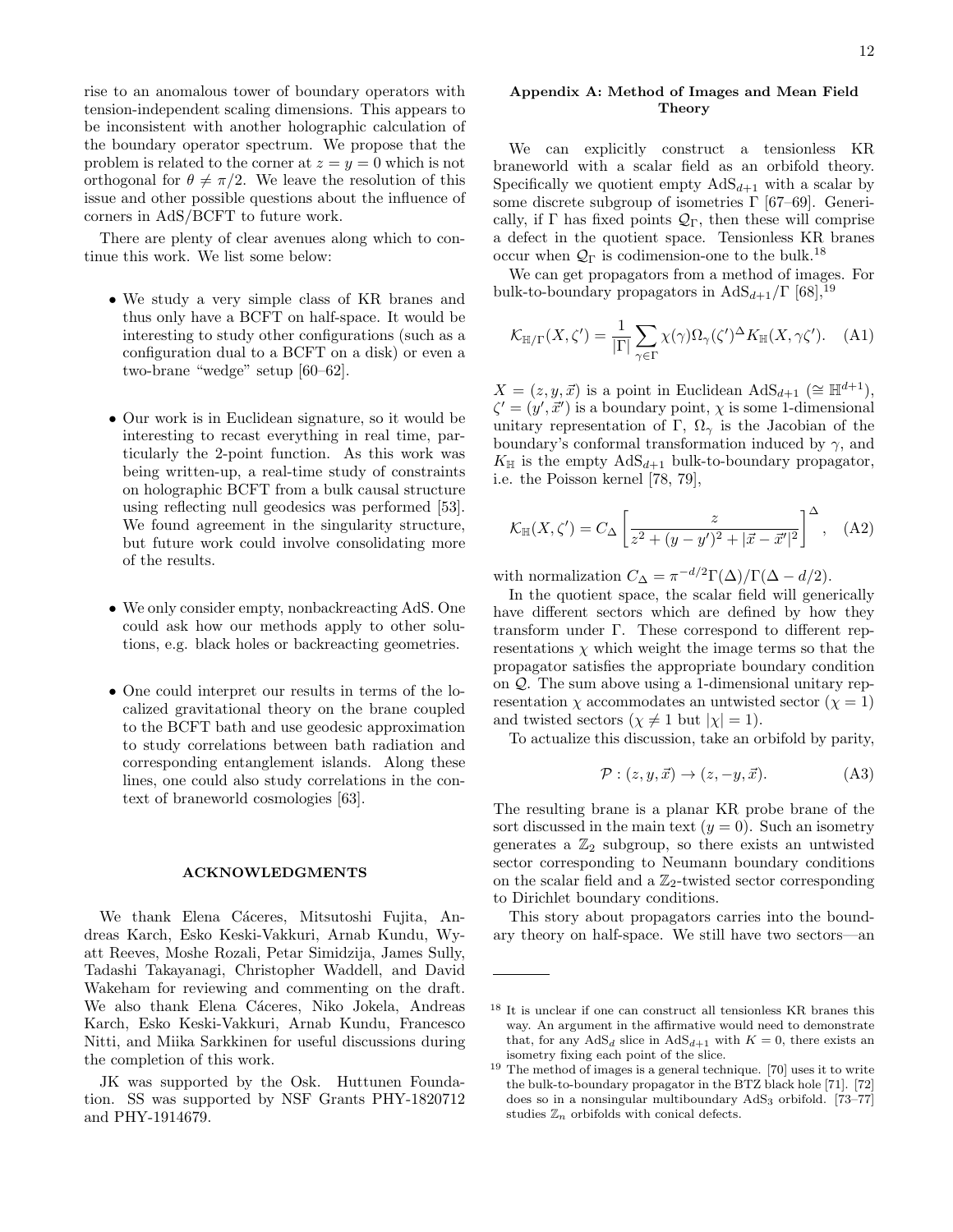rise to an anomalous tower of boundary operators with tension-independent scaling dimensions. This appears to be inconsistent with another holographic calculation of the boundary operator spectrum. We propose that the problem is related to the corner at $z = y = 0$ which is not orthogonal for $\theta \neq \pi/2$. We leave the resolution of this issue and other possible questions about the influence of corners in AdS/BCFT to future work.

There are plenty of clear avenues along which to continue this work. We list some below:

- We study a very simple class of KR branes and thus only have a BCFT on half-space. It would be interesting to study other configurations (such as a configuration dual to a BCFT on a disk) or even a two-brane "wedge" setup [60–62].

- Our work is in Euclidean signature, so it would be interesting to recast everything in real time, particularly the 2-point function. As this work was being written-up, a real-time study of constraints on holographic BCFT from a bulk causal structure using reflecting null geodesics was performed [53]. We found agreement in the singularity structure, but future work could involve consolidating more of the results.

- We only consider empty, nonbackreacting AdS. One could ask how our methods apply to other solutions, e.g. black holes or backreacting geometries.

- One could interpret our results in terms of the localized gravitational theory on the brane coupled to the BCFT bath and use geodesic approximation to study correlations between bath radiation and corresponding entanglement islands. Along these lines, one could also study correlations in the context of braneworld cosmologies [63].

## ACKNOWLEDGMENTS

We thank Elena Cáceres, Mitsutoshi Fujita, Andreas Karch, Esko Keski-Vakkuri, Arnab Kundu, Wyatt Reeves, Moshe Rozali, Petar Simidzija, James Sully, Tadashi Takayanagi, Christopher Waddell, and David Wakeham for reviewing and commenting on the draft. We also thank Elena Cáceres, Niko Jokela, Andreas Karch, Esko Keski-Vakkuri, Arnab Kundu, Francesco Nitti, and Miika Sarkkinen for useful discussions during the completion of this work.

JK was supported by the Osk. Huttunen Foundation. SS was supported by NSF Grants PHY-1820712 and PHY-1914679.

## Appendix A: Method of Images and Mean Field Theory

We can explicitly construct a tensionless KR braneworld with a scalar field as an orbifold theory. Specifically we quotient empty $\mathrm{AdS}_{d+1}$ with a scalar by some discrete subgroup of isometries $\Gamma$ [67–69]. Generically, if $\Gamma$ has fixed points $\mathcal{Q}_\Gamma$, then these will comprise a defect in the quotient space. Tensionless KR branes occur when $\mathcal{Q}_\Gamma$ is codimension-one to the bulk.[18]

We can get propagators from a method of images. For bulk-to-boundary propagators in $\mathrm{AdS}_{d+1}/\Gamma$ [68],[19]

$$\mathcal{K}_{\mathbb{H}/\Gamma}(X, \zeta') = \frac{1}{|\Gamma|} \sum_{\gamma \in \Gamma} \chi(\gamma) \Omega_\gamma(\zeta')^\Delta K_{\mathbb{H}}(X, \gamma\zeta'). \quad \text{(A1)}$$

$X = (z, y, \vec{x})$ is a point in Euclidean $\mathrm{AdS}_{d+1}$ ($\cong \mathbb{H}^{d+1}$), $\zeta' = (y', \vec{x}')$ is a boundary point, $\chi$ is some 1-dimensional unitary representation of $\Gamma$, $\Omega_\gamma$ is the Jacobian of the boundary's conformal transformation induced by $\gamma$, and $K_{\mathbb{H}}$ is the empty $\mathrm{AdS}_{d+1}$ bulk-to-boundary propagator, i.e. the Poisson kernel [78, 79],

$$\mathcal{K}_{\mathbb{H}}(X, \zeta') = C_\Delta \left[ \frac{z}{z^2 + (y - y')^2 + |\vec{x} - \vec{x}'|^2} \right]^\Delta, \quad \text{(A2)}$$

with normalization $C_\Delta = \pi^{-d/2}\Gamma(\Delta)/\Gamma(\Delta - d/2)$.

In the quotient space, the scalar field will generically have different sectors which are defined by how they transform under $\Gamma$. These correspond to different representations $\chi$ which weight the image terms so that the propagator satisfies the appropriate boundary condition on $\mathcal{Q}$. The sum above using a 1-dimensional unitary representation $\chi$ accommodates an untwisted sector ($\chi = 1$) and twisted sectors ($\chi \neq 1$ but $|\chi| = 1$).

To actualize this discussion, take an orbifold by parity,

$$\mathcal{P} : (z, y, \vec{x}) \to (z, -y, \vec{x}). \quad \text{(A3)}$$

The resulting brane is a planar KR probe brane of the sort discussed in the main text ($y = 0$). Such an isometry generates a $\mathbb{Z}_2$ subgroup, so there exists an untwisted sector corresponding to Neumann boundary conditions on the scalar field and a $\mathbb{Z}_2$-twisted sector corresponding to Dirichlet boundary conditions.

This story about propagators carries into the boundary theory on half-space. We still have two sectors—an

[18] It is unclear if one can construct all tensionless KR branes this way. An argument in the affirmative would need to demonstrate that, for any $\mathrm{AdS}_d$ slice in $\mathrm{AdS}_{d+1}$ with $K = 0$, there exists an isometry fixing each point of the slice.

[19] The method of images is a general technique. [70] uses it to write the bulk-to-boundary propagator in the BTZ black hole [71]. [72] does so in a nonsingular multiboundary $\mathrm{AdS}_3$ orbifold. [73–77] studies $\mathbb{Z}_n$ orbifolds with conical defects.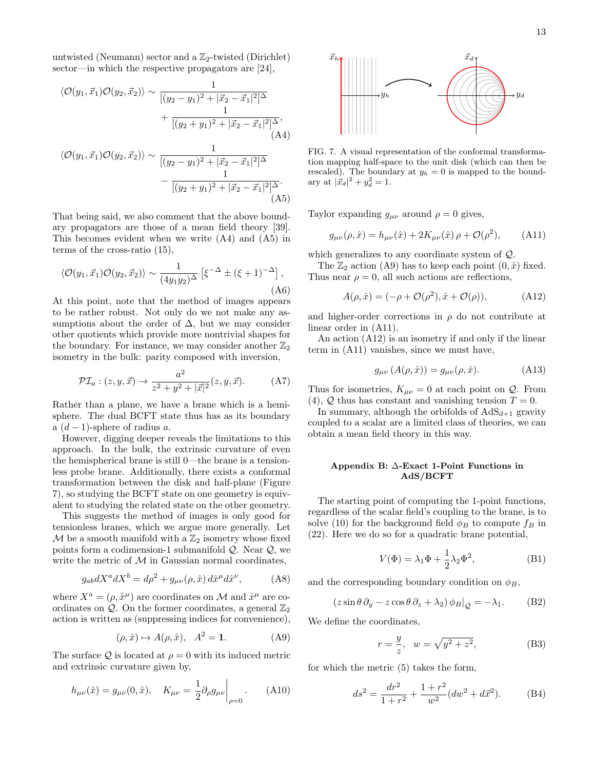untwisted (Neumann) sector and a $\mathbb{Z}_2$-twisted (Dirichlet) sector—in which the respective propagators are [24],

$$\langle \mathcal{O}(y_1,\vec{x}_1)\mathcal{O}(y_2,\vec{x}_2)\rangle \sim \frac{1}{[(y_2-y_1)^2+|\vec{x}_2-\vec{x}_1|^2]^\Delta} + \frac{1}{[(y_2+y_1)^2+|\vec{x}_2-\vec{x}_1|^2]^\Delta}, \tag{A4}$$

$$\langle \mathcal{O}(y_1,\vec{x}_1)\mathcal{O}(y_2,\vec{x}_2)\rangle \sim \frac{1}{[(y_2-y_1)^2+|\vec{x}_2-\vec{x}_1|^2]^\Delta} - \frac{1}{[(y_2+y_1)^2+|\vec{x}_2-\vec{x}_1|^2]^\Delta}. \tag{A5}$$

That being said, we also comment that the above boundary propagators are those of a mean field theory [39]. This becomes evident when we write (A4) and (A5) in terms of the cross-ratio (15),

$$\langle \mathcal{O}(y_1,\vec{x}_1)\mathcal{O}(y_2,\vec{x}_2)\rangle \sim \frac{1}{(4y_1y_2)^\Delta}\left[\xi^{-\Delta}\pm(\xi+1)^{-\Delta}\right], \tag{A6}$$

At this point, note that the method of images appears to be rather robust. Not only do we not make any assumptions about the order of $\Delta$, but we may consider other quotients which provide more nontrivial shapes for the boundary. For instance, we may consider another $\mathbb{Z}_2$ isometry in the bulk: parity composed with inversion,

$$\mathcal{PI}_a : (z,y,\vec{x}) \to \frac{a^2}{z^2+y^2+|\vec{x}|^2}(z,y,\vec{x}). \tag{A7}$$

Rather than a plane, we have a brane which is a hemisphere. The dual BCFT state thus has as its boundary a $(d-1)$-sphere of radius $a$.

However, digging deeper reveals the limitations to this approach. In the bulk, the extrinsic curvature of even the hemispherical brane is still 0—the brane is a tensionless probe brane. Additionally, there exists a conformal transformation between the disk and half-plane (Figure 7), so studying the BCFT state on one geometry is equivalent to studying the related state on the other geometry.

This suggests the method of images is only good for tensionless branes, which we argue more generally. Let $\mathcal{M}$ be a smooth manifold with a $\mathbb{Z}_2$ isometry whose fixed points form a codimension-1 submanifold $\mathcal{Q}$. Near $\mathcal{Q}$, we write the metric of $\mathcal{M}$ in Gaussian normal coordinates,

$$g_{ab}dX^a dX^b = d\rho^2 + g_{\mu\nu}(\rho,\hat{x})\, d\hat{x}^\mu d\hat{x}^\nu, \tag{A8}$$

where $X^a = (\rho,\hat{x}^\mu)$ are coordinates on $\mathcal{M}$ and $\hat{x}^\mu$ are coordinates on $\mathcal{Q}$. On the former coordinates, a general $\mathbb{Z}_2$ action is written as (suppressing indices for convenience),

$$(\rho,\hat{x}) \mapsto A(\rho,\hat{x}), \quad A^2 = \mathbf{1}. \tag{A9}$$

The surface $\mathcal{Q}$ is located at $\rho = 0$ with its induced metric and extrinsic curvature given by,

$$h_{\mu\nu}(\hat{x}) = g_{\mu\nu}(0,\hat{x}), \quad K_{\mu\nu} = \frac{1}{2}\partial_\rho g_{\mu\nu}\bigg|_{\rho=0}. \tag{A10}$$

FIG. 7. A visual representation of the conformal transformation mapping half-space to the unit disk (which can then be rescaled). The boundary at $y_h = 0$ is mapped to the boundary at $|\vec{x}_d|^2 + y_d^2 = 1$.

Taylor expanding $g_{\mu\nu}$ around $\rho = 0$ gives,

$$g_{\mu\nu}(\rho,\hat{x}) = h_{\mu\nu}(\hat{x}) + 2K_{\mu\nu}(\hat{x})\,\rho + \mathcal{O}(\rho^2), \tag{A11}$$

which generalizes to any coordinate system of $\mathcal{Q}$.

The $\mathbb{Z}_2$ action (A9) has to keep each point $(0,\hat{x})$ fixed. Thus near $\rho = 0$, all such actions are reflections,

$$A(\rho,\hat{x}) = (-\rho + \mathcal{O}(\rho^2), \hat{x} + \mathcal{O}(\rho)), \tag{A12}$$

and higher-order corrections in $\rho$ do not contribute at linear order in (A11).

An action (A12) is an isometry if and only if the linear term in (A11) vanishes, since we must have,

$$g_{\mu\nu}\left(A(\rho,\hat{x})\right) = g_{\mu\nu}(\rho,\hat{x}). \tag{A13}$$

Thus for isometries, $K_{\mu\nu} = 0$ at each point on $\mathcal{Q}$. From (4), $\mathcal{Q}$ thus has constant and vanishing tension $T = 0$.

In summary, although the orbifolds of AdS$_{d+1}$ gravity coupled to a scalar are a limited class of theories, we can obtain a mean field theory in this way.

## Appendix B: $\Delta$-Exact 1-Point Functions in AdS/BCFT

The starting point of computing the 1-point functions, regardless of the scalar field's coupling to the brane, is to solve (10) for the background field $\phi_B$ to compute $f_B$ in (22). Here we do so for a quadratic brane potential,

$$V(\Phi) = \lambda_1\Phi + \frac{1}{2}\lambda_2\Phi^2, \tag{B1}$$

and the corresponding boundary condition on $\phi_B$,

$$(z\sin\theta\,\partial_y - z\cos\theta\,\partial_z + \lambda_2)\,\phi_B|_{\mathcal{Q}} = -\lambda_1. \tag{B2}$$

We define the coordinates,

$$r = \frac{y}{z}, \quad w = \sqrt{y^2+z^2}, \tag{B3}$$

for which the metric (5) takes the form,

$$ds^2 = \frac{dr^2}{1+r^2} + \frac{1+r^2}{w^2}(dw^2 + d\vec{x}^2). \tag{B4}$$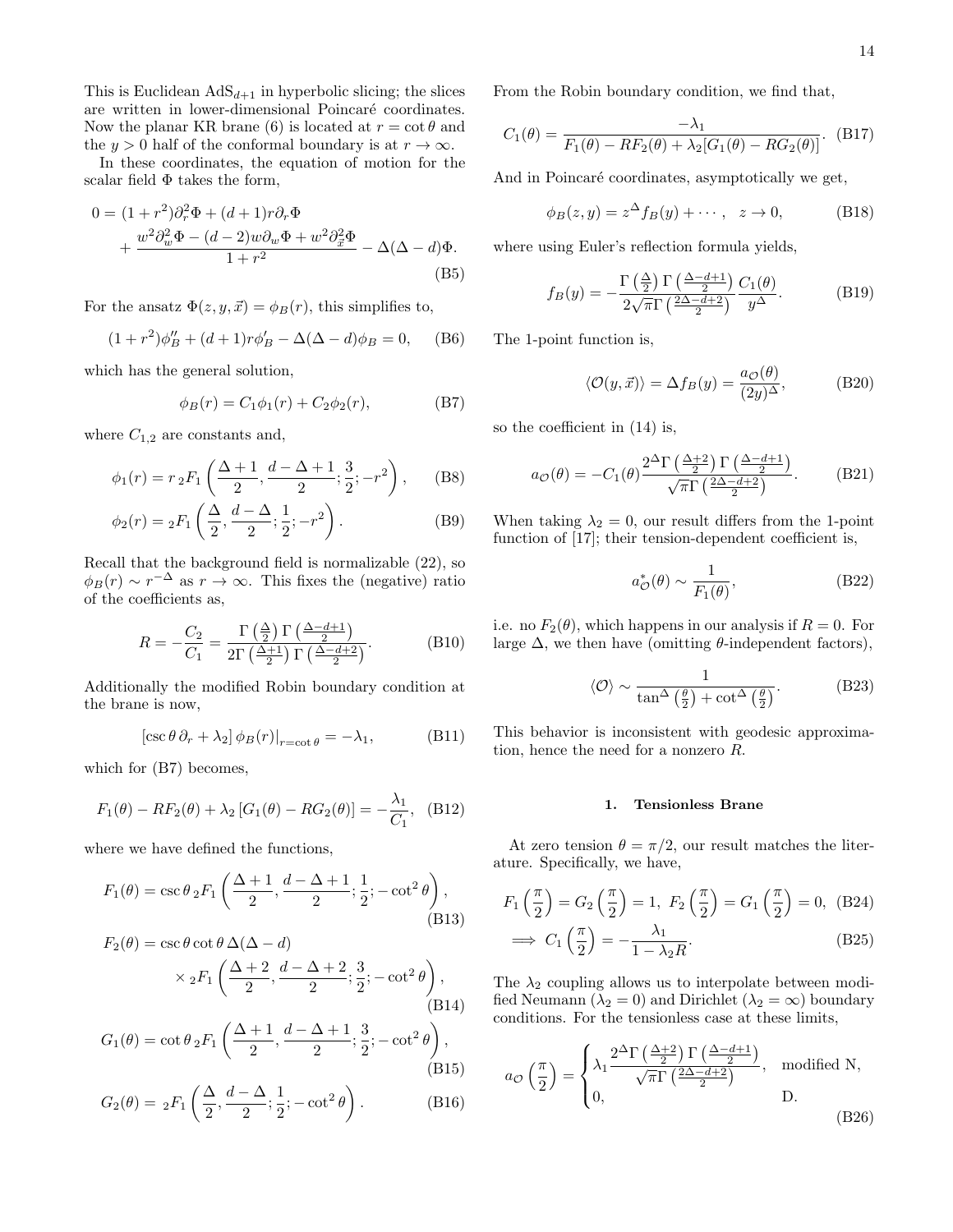This is Euclidean AdS$_{d+1}$ in hyperbolic slicing; the slices are written in lower-dimensional Poincaré coordinates. Now the planar KR brane (6) is located at $r = \cot\theta$ and the $y > 0$ half of the conformal boundary is at $r \to \infty$.

In these coordinates, the equation of motion for the scalar field $\Phi$ takes the form,

$$0 = (1+r^2)\partial_r^2\Phi + (d+1)r\partial_r\Phi + \frac{w^2\partial_w^2\Phi - (d-2)w\partial_w\Phi + w^2\partial_{\vec{x}}^2\Phi}{1+r^2} - \Delta(\Delta-d)\Phi. \tag{B5}$$

For the ansatz $\Phi(z,y,\vec{x}) = \phi_B(r)$, this simplifies to,

$$(1+r^2)\phi_B'' + (d+1)r\phi_B' - \Delta(\Delta-d)\phi_B = 0, \tag{B6}$$

which has the general solution,

$$\phi_B(r) = C_1\phi_1(r) + C_2\phi_2(r), \tag{B7}$$

where $C_{1,2}$ are constants and,

$$\phi_1(r) = r\, {}_2F_1\left(\frac{\Delta+1}{2}, \frac{d-\Delta+1}{2}; \frac{3}{2}; -r^2\right), \tag{B8}$$

$$\phi_2(r) = {}_2F_1\left(\frac{\Delta}{2}, \frac{d-\Delta}{2}; \frac{1}{2}; -r^2\right). \tag{B9}$$

Recall that the background field is normalizable (22), so $\phi_B(r) \sim r^{-\Delta}$ as $r \to \infty$. This fixes the (negative) ratio of the coefficients as,

$$R = -\frac{C_2}{C_1} = \frac{\Gamma\left(\frac{\Delta}{2}\right)\Gamma\left(\frac{\Delta-d+1}{2}\right)}{2\Gamma\left(\frac{\Delta+1}{2}\right)\Gamma\left(\frac{\Delta-d+2}{2}\right)}. \tag{B10}$$

Additionally the modified Robin boundary condition at the brane is now,

$$\left[\csc\theta\,\partial_r + \lambda_2\right]\phi_B(r)\big|_{r=\cot\theta} = -\lambda_1, \tag{B11}$$

which for (B7) becomes,

$$F_1(\theta) - RF_2(\theta) + \lambda_2\left[G_1(\theta) - RG_2(\theta)\right] = -\frac{\lambda_1}{C_1}, \tag{B12}$$

where we have defined the functions,

$$F_1(\theta) = \csc\theta\, {}_2F_1\left(\frac{\Delta+1}{2}, \frac{d-\Delta+1}{2}; \frac{1}{2}; -\cot^2\theta\right), \tag{B13}$$

$$F_2(\theta) = \csc\theta\cot\theta\,\Delta(\Delta-d) \times {}_2F_1\left(\frac{\Delta+2}{2}, \frac{d-\Delta+2}{2}; \frac{3}{2}; -\cot^2\theta\right), \tag{B14}$$

$$G_1(\theta) = \cot\theta\, {}_2F_1\left(\frac{\Delta+1}{2}, \frac{d-\Delta+1}{2}; \frac{3}{2}; -\cot^2\theta\right), \tag{B15}$$

$$G_2(\theta) = {}_2F_1\left(\frac{\Delta}{2}, \frac{d-\Delta}{2}; \frac{1}{2}; -\cot^2\theta\right). \tag{B16}$$

From the Robin boundary condition, we find that,

$$C_1(\theta) = \frac{-\lambda_1}{F_1(\theta) - RF_2(\theta) + \lambda_2[G_1(\theta) - RG_2(\theta)]}. \tag{B17}$$

And in Poincaré coordinates, asymptotically we get,

$$\phi_B(z,y) = z^\Delta f_B(y) + \cdots, \quad z \to 0, \tag{B18}$$

where using Euler's reflection formula yields,

$$f_B(y) = -\frac{\Gamma\left(\frac{\Delta}{2}\right)\Gamma\left(\frac{\Delta-d+1}{2}\right)}{2\sqrt{\pi}\,\Gamma\left(\frac{2\Delta-d+2}{2}\right)}\frac{C_1(\theta)}{y^\Delta}. \tag{B19}$$

The 1-point function is,

$$\langle\mathcal{O}(y,\vec{x})\rangle = \Delta f_B(y) = \frac{a_{\mathcal{O}}(\theta)}{(2y)^\Delta}, \tag{B20}$$

so the coefficient in (14) is,

$$a_{\mathcal{O}}(\theta) = -C_1(\theta)\frac{2^\Delta\Gamma\left(\frac{\Delta+2}{2}\right)\Gamma\left(\frac{\Delta-d+1}{2}\right)}{\sqrt{\pi}\,\Gamma\left(\frac{2\Delta-d+2}{2}\right)}. \tag{B21}$$

When taking $\lambda_2 = 0$, our result differs from the 1-point function of [17]; their tension-dependent coefficient is,

$$a^*_{\mathcal{O}}(\theta) \sim \frac{1}{F_1(\theta)}, \tag{B22}$$

i.e. no $F_2(\theta)$, which happens in our analysis if $R = 0$. For large $\Delta$, we then have (omitting $\theta$-independent factors),

$$\langle\mathcal{O}\rangle \sim \frac{1}{\tan^\Delta\left(\frac{\theta}{2}\right) + \cot^\Delta\left(\frac{\theta}{2}\right)}. \tag{B23}$$

This behavior is inconsistent with geodesic approximation, hence the need for a nonzero $R$.

### 1. Tensionless Brane

At zero tension $\theta = \pi/2$, our result matches the literature. Specifically, we have,

$$F_1\left(\frac{\pi}{2}\right) = G_2\left(\frac{\pi}{2}\right) = 1,\ F_2\left(\frac{\pi}{2}\right) = G_1\left(\frac{\pi}{2}\right) = 0, \tag{B24}$$

$$\implies C_1\left(\frac{\pi}{2}\right) = -\frac{\lambda_1}{1-\lambda_2 R}. \tag{B25}$$

The $\lambda_2$ coupling allows us to interpolate between modified Neumann ($\lambda_2 = 0$) and Dirichlet ($\lambda_2 = \infty$) boundary conditions. For the tensionless case at these limits,

$$a_{\mathcal{O}}\left(\frac{\pi}{2}\right) = \begin{cases} \lambda_1\dfrac{2^\Delta\Gamma\left(\frac{\Delta+2}{2}\right)\Gamma\left(\frac{\Delta-d+1}{2}\right)}{\sqrt{\pi}\,\Gamma\left(\frac{2\Delta-d+2}{2}\right)}, & \text{modified N,} \\ 0, & \text{D.} \end{cases} \tag{B26}$$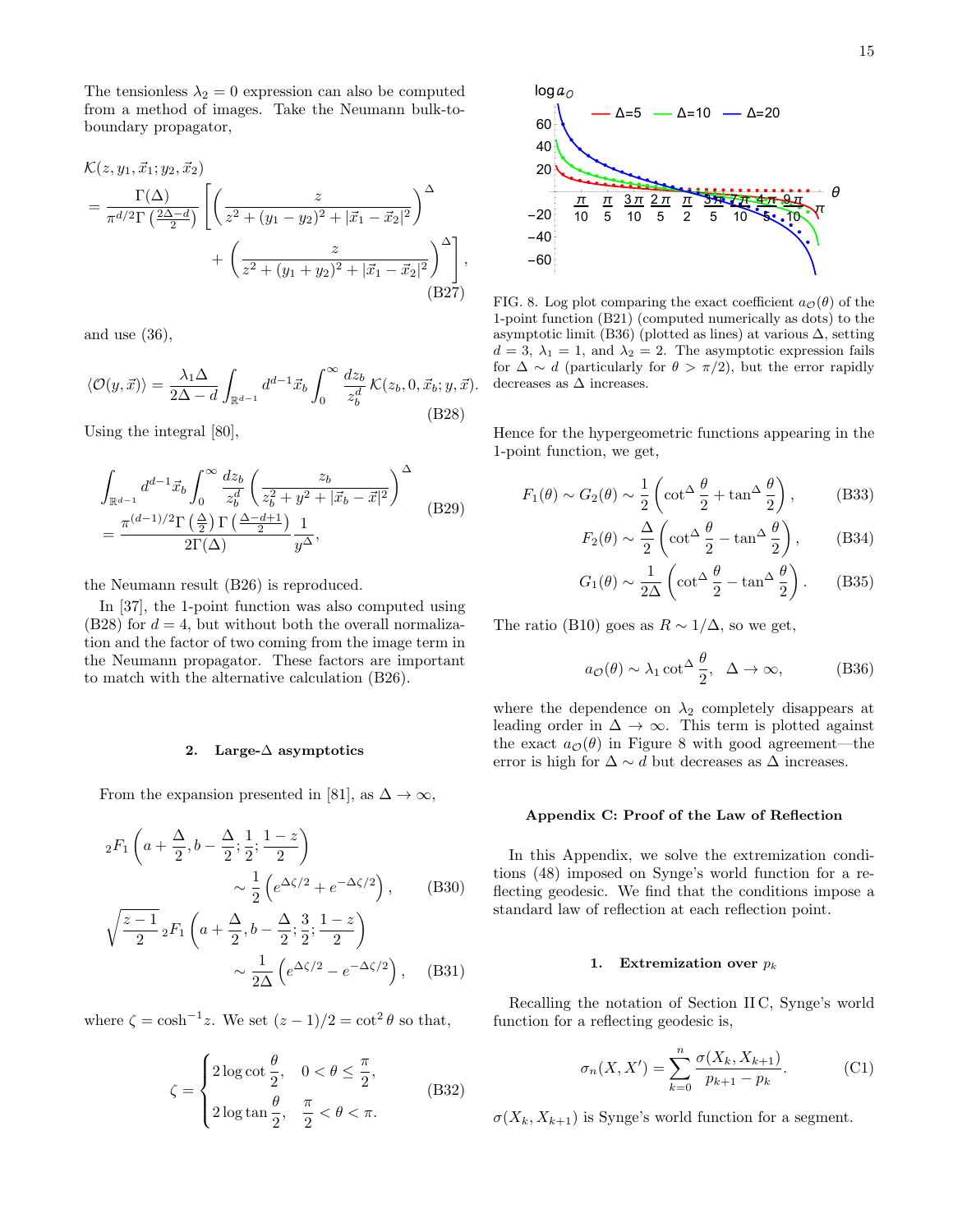The tensionless $\lambda_2 = 0$ expression can also be computed from a method of images. Take the Neumann bulk-to-boundary propagator,

$$
\begin{aligned}
&\mathcal{K}(z, y_1, \vec{x}_1; y_2, \vec{x}_2) \\
&= \frac{\Gamma(\Delta)}{\pi^{d/2}\Gamma\left(\frac{2\Delta - d}{2}\right)} \left[ \left( \frac{z}{z^2 + (y_1 - y_2)^2 + |\vec{x}_1 - \vec{x}_2|^2} \right)^{\Delta} \right. \\
&\qquad \left. + \left( \frac{z}{z^2 + (y_1 + y_2)^2 + |\vec{x}_1 - \vec{x}_2|^2} \right)^{\Delta} \right],
\end{aligned}
\tag{B27}
$$

and use (36),

$$
\langle \mathcal{O}(y, \vec{x}) \rangle = \frac{\lambda_1 \Delta}{2\Delta - d} \int_{\mathbb{R}^{d-1}} d^{d-1}\vec{x}_b \int_0^\infty \frac{dz_b}{z_b^d}\, \mathcal{K}(z_b, 0, \vec{x}_b; y, \vec{x}).
\tag{B28}
$$

Using the integral [80],

$$
\begin{aligned}
&\int_{\mathbb{R}^{d-1}} d^{d-1}\vec{x}_b \int_0^\infty \frac{dz_b}{z_b^d} \left( \frac{z_b}{z_b^2 + y^2 + |\vec{x}_b - \vec{x}|^2} \right)^{\Delta} \\
&= \frac{\pi^{(d-1)/2}\Gamma\left(\frac{\Delta}{2}\right)\Gamma\left(\frac{\Delta - d + 1}{2}\right)}{2\Gamma(\Delta)} \frac{1}{y^{\Delta}},
\end{aligned}
\tag{B29}
$$

the Neumann result (B26) is reproduced.

In [37], the 1-point function was also computed using (B28) for $d = 4$, but without both the overall normalization and the factor of two coming from the image term in the Neumann propagator. These factors are important to match with the alternative calculation (B26).

### 2. Large-$\Delta$ asymptotics

From the expansion presented in [81], as $\Delta \to \infty$,

$$
{}_2F_1\left(a + \frac{\Delta}{2}, b - \frac{\Delta}{2}; \frac{1}{2}; \frac{1 - z}{2}\right) \sim \frac{1}{2}\left(e^{\Delta\zeta/2} + e^{-\Delta\zeta/2}\right),
\tag{B30}
$$

$$
\sqrt{\frac{z - 1}{2}}\, {}_2F_1\left(a + \frac{\Delta}{2}, b - \frac{\Delta}{2}; \frac{3}{2}; \frac{1 - z}{2}\right) \sim \frac{1}{2\Delta}\left(e^{\Delta\zeta/2} - e^{-\Delta\zeta/2}\right),
\tag{B31}
$$

where $\zeta = \cosh^{-1} z$. We set $(z-1)/2 = \cot^2\theta$ so that,

$$
\zeta = \begin{cases} 2\log\cot\dfrac{\theta}{2}, & 0 < \theta \le \dfrac{\pi}{2}, \\[2mm] 2\log\tan\dfrac{\theta}{2}, & \dfrac{\pi}{2} < \theta < \pi. \end{cases}
\tag{B32}
$$

FIG. 8. Log plot comparing the exact coefficient $a_{\mathcal{O}}(\theta)$ of the 1-point function (B21) (computed numerically as dots) to the asymptotic limit (B36) (plotted as lines) at various $\Delta$, setting $d = 3$, $\lambda_1 = 1$, and $\lambda_2 = 2$. The asymptotic expression fails for $\Delta \sim d$ (particularly for $\theta > \pi/2$), but the error rapidly decreases as $\Delta$ increases.

Hence for the hypergeometric functions appearing in the 1-point function, we get,

$$
F_1(\theta) \sim G_2(\theta) \sim \frac{1}{2}\left(\cot^{\Delta}\frac{\theta}{2} + \tan^{\Delta}\frac{\theta}{2}\right),
\tag{B33}
$$

$$
F_2(\theta) \sim \frac{\Delta}{2}\left(\cot^{\Delta}\frac{\theta}{2} - \tan^{\Delta}\frac{\theta}{2}\right),
\tag{B34}
$$

$$
G_1(\theta) \sim \frac{1}{2\Delta}\left(\cot^{\Delta}\frac{\theta}{2} - \tan^{\Delta}\frac{\theta}{2}\right).
\tag{B35}
$$

The ratio (B10) goes as $R \sim 1/\Delta$, so we get,

$$
a_{\mathcal{O}}(\theta) \sim \lambda_1 \cot^{\Delta}\frac{\theta}{2}, \quad \Delta \to \infty,
\tag{B36}
$$

where the dependence on $\lambda_2$ completely disappears at leading order in $\Delta \to \infty$. This term is plotted against the exact $a_{\mathcal{O}}(\theta)$ in Figure 8 with good agreement—the error is high for $\Delta \sim d$ but decreases as $\Delta$ increases.

## Appendix C: Proof of the Law of Reflection

In this Appendix, we solve the extremization conditions (48) imposed on Synge's world function for a reflecting geodesic. We find that the conditions impose a standard law of reflection at each reflection point.

### 1. Extremization over $p_k$

Recalling the notation of Section II C, Synge's world function for a reflecting geodesic is,

$$
\sigma_n(X, X') = \sum_{k=0}^{n} \frac{\sigma(X_k, X_{k+1})}{p_{k+1} - p_k}.
\tag{C1}
$$

$\sigma(X_k, X_{k+1})$ is Synge's world function for a segment.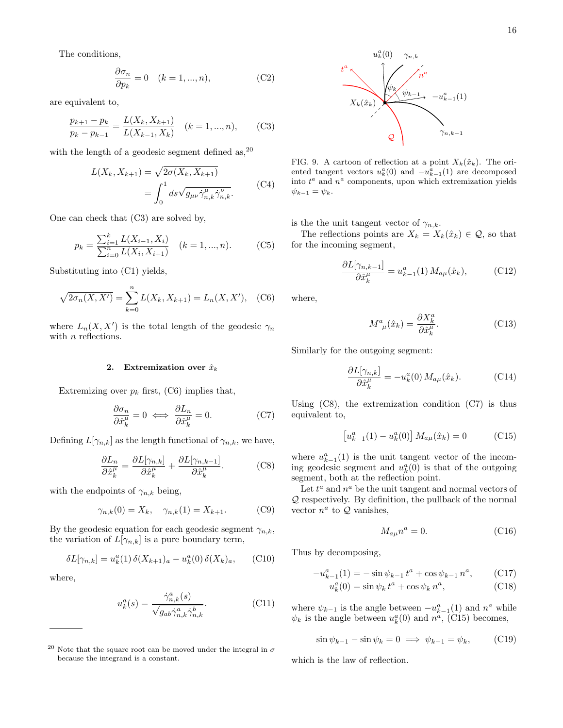The conditions,

$$\frac{\partial \sigma_n}{\partial p_k} = 0 \quad (k = 1, ..., n), \tag{C2}$$

are equivalent to,

$$\frac{p_{k+1} - p_k}{p_k - p_{k-1}} = \frac{L(X_k, X_{k+1})}{L(X_{k-1}, X_k)} \quad (k = 1, ..., n), \tag{C3}$$

with the length of a geodesic segment defined as,[20]

$$\begin{aligned} L(X_k, X_{k+1}) &= \sqrt{2\sigma(X_k, X_{k+1})} \\ &= \int_0^1 ds \sqrt{g_{\mu\nu} \dot{\gamma}^\mu_{n,k} \dot{\gamma}^\nu_{n,k}}. \end{aligned} \tag{C4}$$

One can check that (C3) are solved by,

$$p_k = \frac{\sum_{i=1}^{k} L(X_{i-1}, X_i)}{\sum_{i=0}^{n} L(X_i, X_{i+1})} \quad (k = 1, ..., n). \tag{C5}$$

Substituting into (C1) yields,

$$\sqrt{2\sigma_n(X, X')} = \sum_{k=0}^{n} L(X_k, X_{k+1}) = L_n(X, X'), \tag{C6}$$

where $L_n(X, X')$ is the total length of the geodesic $\gamma_n$ with $n$ reflections.

### 2. Extremization over $\hat{x}_k$

Extremizing over $p_k$ first, (C6) implies that,

$$\frac{\partial \sigma_n}{\partial \hat{x}^\mu_k} = 0 \iff \frac{\partial L_n}{\partial \hat{x}^\mu_k} = 0. \tag{C7}$$

Defining $L[\gamma_{n,k}]$ as the length functional of $\gamma_{n,k}$, we have,

$$\frac{\partial L_n}{\partial \hat{x}^\mu_k} = \frac{\partial L[\gamma_{n,k}]}{\partial \hat{x}^\mu_k} + \frac{\partial L[\gamma_{n,k-1}]}{\partial \hat{x}^\mu_k}. \tag{C8}$$

with the endpoints of $\gamma_{n,k}$ being,

$$\gamma_{n,k}(0) = X_k, \quad \gamma_{n,k}(1) = X_{k+1}. \tag{C9}$$

By the geodesic equation for each geodesic segment $\gamma_{n,k}$, the variation of $L[\gamma_{n,k}]$ is a pure boundary term,

$$\delta L[\gamma_{n,k}] = u^a_k(1)\, \delta(X_{k+1})_a - u^a_k(0)\, \delta(X_k)_a, \tag{C10}$$

where,

$$u^a_k(s) = \frac{\dot{\gamma}^a_{n,k}(s)}{\sqrt{g_{ab} \dot{\gamma}^a_{n,k} \dot{\gamma}^b_{n,k}}}. \tag{C11}$$

is the the unit tangent vector of $\gamma_{n,k}$.

The reflections points are $X_k = X_k(\hat{x}_k) \in \mathcal{Q}$, so that for the incoming segment,

$$\frac{\partial L[\gamma_{n,k-1}]}{\partial \hat{x}^\mu_k} = u^a_{k-1}(1)\, M_{a\mu}(\hat{x}_k), \tag{C12}$$

where,

$$M^a{}_\mu(\hat{x}_k) = \frac{\partial X^a_k}{\partial \hat{x}^\mu_k}. \tag{C13}$$

Similarly for the outgoing segment:

$$\frac{\partial L[\gamma_{n,k}]}{\partial \hat{x}^\mu_k} = -u^a_k(0)\, M_{a\mu}(\hat{x}_k). \tag{C14}$$

Using (C8), the extremization condition (C7) is thus equivalent to,

$$\left[u^a_{k-1}(1) - u^a_k(0)\right] M_{a\mu}(\hat{x}_k) = 0 \tag{C15}$$

where $u^a_{k-1}(1)$ is the unit tangent vector of the incoming geodesic segment and $u^a_k(0)$ is that of the outgoing segment, both at the reflection point.

FIG. 9. A cartoon of reflection at a point $X_k(\hat{x}_k)$. The oriented tangent vectors $u^a_k(0)$ and $-u^a_{k-1}(1)$ are decomposed into $t^a$ and $n^a$ components, upon which extremization yields $\psi_{k-1} = \psi_k$.

Let $t^a$ and $n^a$ be the unit tangent and normal vectors of $\mathcal{Q}$ respectively. By definition, the pullback of the normal vector $n^a$ to $\mathcal{Q}$ vanishes,

$$M_{a\mu} n^a = 0. \tag{C16}$$

Thus by decomposing,

$$-u^a_{k-1}(1) = -\sin\psi_{k-1}\, t^a + \cos\psi_{k-1}\, n^a, \tag{C17}$$

$$u^a_k(0) = \sin\psi_k\, t^a + \cos\psi_k\, n^a, \tag{C18}$$

where $\psi_{k-1}$ is the angle between $-u^a_{k-1}(1)$ and $n^a$ while $\psi_k$ is the angle between $u^a_k(0)$ and $n^a$, (C15) becomes,

$$\sin\psi_{k-1} - \sin\psi_k = 0 \implies \psi_{k-1} = \psi_k, \tag{C19}$$

which is the law of reflection.

[20] Note that the square root can be moved under the integral in $\sigma$ because the integrand is a constant.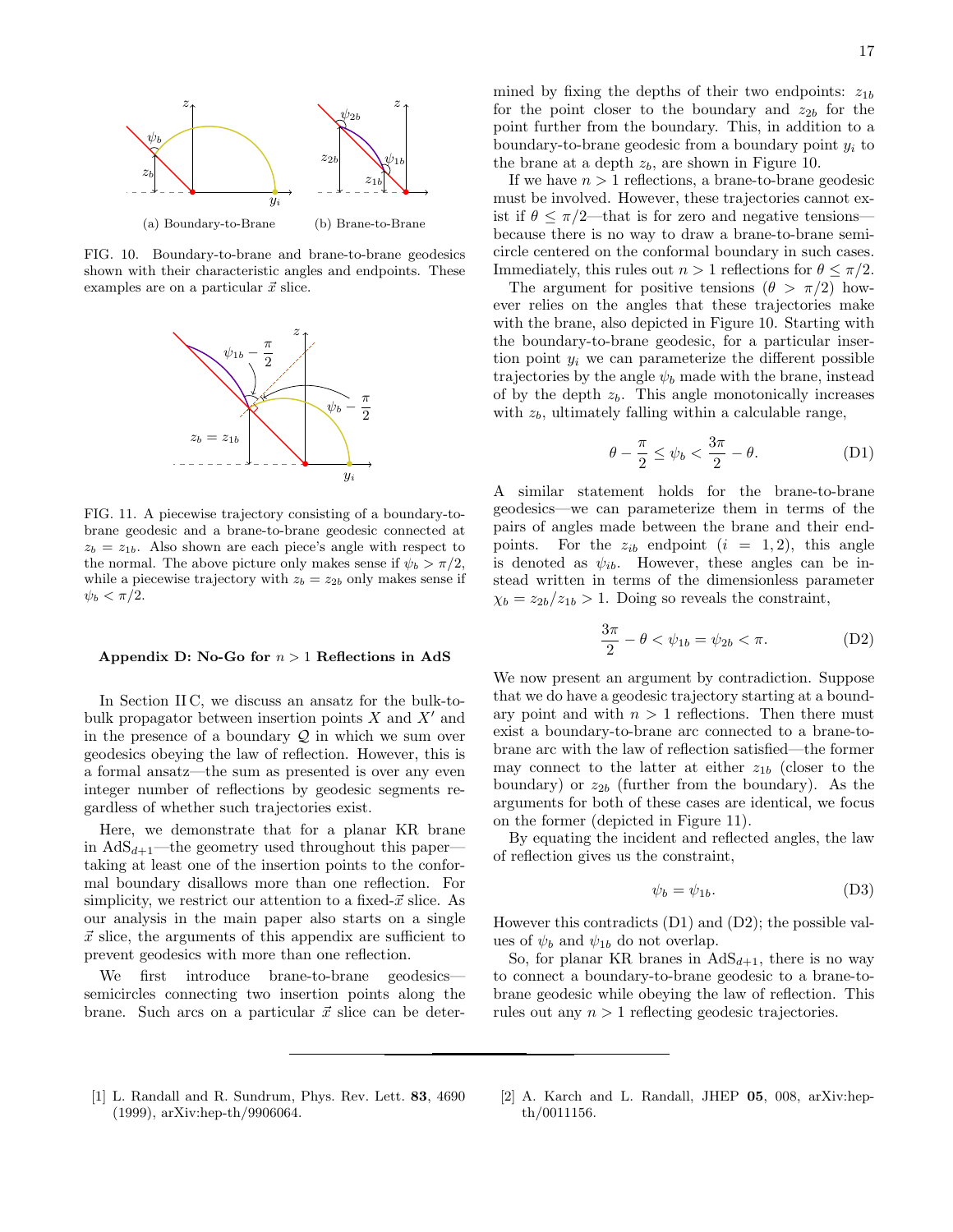(a) Boundary-to-Brane (b) Brane-to-Brane

FIG. 10. Boundary-to-brane and brane-to-brane geodesics shown with their characteristic angles and endpoints. These examples are on a particular $\vec{x}$ slice.

FIG. 11. A piecewise trajectory consisting of a boundary-to-brane geodesic and a brane-to-brane geodesic connected at $z_b = z_{1b}$. Also shown are each piece's angle with respect to the normal. The above picture only makes sense if $\psi_b > \pi/2$, while a piecewise trajectory with $z_b = z_{2b}$ only makes sense if $\psi_b < \pi/2$.

### Appendix D: No-Go for $n > 1$ Reflections in AdS

In Section II C, we discuss an ansatz for the bulk-to-bulk propagator between insertion points $X$ and $X'$ and in the presence of a boundary $\mathcal{Q}$ in which we sum over geodesics obeying the law of reflection. However, this is a formal ansatz—the sum as presented is over any even integer number of reflections by geodesic segments regardless of whether such trajectories exist.

Here, we demonstrate that for a planar KR brane in AdS$_{d+1}$—the geometry used throughout this paper—taking at least one of the insertion points to the conformal boundary disallows more than one reflection. For simplicity, we restrict our attention to a fixed-$\vec{x}$ slice. As our analysis in the main paper also starts on a single $\vec{x}$ slice, the arguments of this appendix are sufficient to prevent geodesics with more than one reflection.

We first introduce brane-to-brane geodesics—semicircles connecting two insertion points along the brane. Such arcs on a particular $\vec{x}$ slice can be determined by fixing the depths of their two endpoints: $z_{1b}$ for the point closer to the boundary and $z_{2b}$ for the point further from the boundary. This, in addition to a boundary-to-brane geodesic from a boundary point $y_i$ to the brane at a depth $z_b$, are shown in Figure 10.

If we have $n > 1$ reflections, a brane-to-brane geodesic must be involved. However, these trajectories cannot exist if $\theta \leq \pi/2$—that is for zero and negative tensions—because there is no way to draw a brane-to-brane semicircle centered on the conformal boundary in such cases. Immediately, this rules out $n > 1$ reflections for $\theta \leq \pi/2$.

The argument for positive tensions ($\theta > \pi/2$) however relies on the angles that these trajectories make with the brane, also depicted in Figure 10. Starting with the boundary-to-brane geodesic, for a particular insertion point $y_i$ we can parameterize the different possible trajectories by the angle $\psi_b$ made with the brane, instead of by the depth $z_b$. This angle monotonically increases with $z_b$, ultimately falling within a calculable range,

$$\theta - \frac{\pi}{2} \leq \psi_b < \frac{3\pi}{2} - \theta. \tag{D1}$$

A similar statement holds for the brane-to-brane geodesics—we can parameterize them in terms of the pairs of angles made between the brane and their endpoints. For the $z_{ib}$ endpoint ($i = 1, 2$), this angle is denoted as $\psi_{ib}$. However, these angles can be instead written in terms of the dimensionless parameter $\chi_b = z_{2b}/z_{1b} > 1$. Doing so reveals the constraint,

$$\frac{3\pi}{2} - \theta < \psi_{1b} = \psi_{2b} < \pi. \tag{D2}$$

We now present an argument by contradiction. Suppose that we do have a geodesic trajectory starting at a boundary point and with $n > 1$ reflections. Then there must exist a boundary-to-brane arc connected to a brane-to-brane arc with the law of reflection satisfied—the former may connect to the latter at either $z_{1b}$ (closer to the boundary) or $z_{2b}$ (further from the boundary). As the arguments for both of these cases are identical, we focus on the former (depicted in Figure 11).

By equating the incident and reflected angles, the law of reflection gives us the constraint,

$$\psi_b = \psi_{1b}. \tag{D3}$$

However this contradicts (D1) and (D2); the possible values of $\psi_b$ and $\psi_{1b}$ do not overlap.

So, for planar KR branes in AdS$_{d+1}$, there is no way to connect a boundary-to-brane geodesic to a brane-to-brane geodesic while obeying the law of reflection. This rules out any $n > 1$ reflecting geodesic trajectories.

---

[1] L. Randall and R. Sundrum, Phys. Rev. Lett. **83**, 4690 (1999), arXiv:hep-th/9906064.

[2] A. Karch and L. Randall, JHEP **05**, 008, arXiv:hep-th/0011156.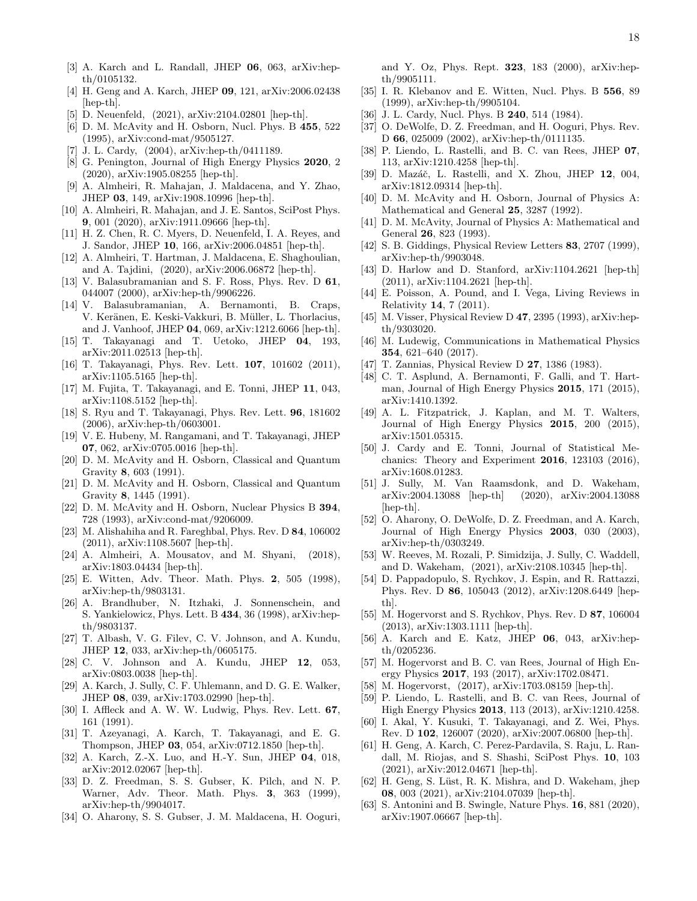[3] A. Karch and L. Randall, JHEP **06**, 063, arXiv:hep-th/0105132.

[4] H. Geng and A. Karch, JHEP **09**, 121, arXiv:2006.02438 [hep-th].

[5] D. Neuenfeld, (2021), arXiv:2104.02801 [hep-th].

[6] D. M. McAvity and H. Osborn, Nucl. Phys. B **455**, 522 (1995), arXiv:cond-mat/9505127.

[7] J. L. Cardy, (2004), arXiv:hep-th/0411189.

[8] G. Penington, Journal of High Energy Physics **2020**, 2 (2020), arXiv:1905.08255 [hep-th].

[9] A. Almheiri, R. Mahajan, J. Maldacena, and Y. Zhao, JHEP **03**, 149, arXiv:1908.10996 [hep-th].

[10] A. Almheiri, R. Mahajan, and J. E. Santos, SciPost Phys. **9**, 001 (2020), arXiv:1911.09666 [hep-th].

[11] H. Z. Chen, R. C. Myers, D. Neuenfeld, I. A. Reyes, and J. Sandor, JHEP **10**, 166, arXiv:2006.04851 [hep-th].

[12] A. Almheiri, T. Hartman, J. Maldacena, E. Shaghoulian, and A. Tajdini, (2020), arXiv:2006.06872 [hep-th].

[13] V. Balasubramanian and S. F. Ross, Phys. Rev. D **61**, 044007 (2000), arXiv:hep-th/9906226.

[14] V. Balasubramanian, A. Bernamonti, B. Craps, V. Keränen, E. Keski-Vakkuri, B. Müller, L. Thorlacius, and J. Vanhoof, JHEP **04**, 069, arXiv:1212.6066 [hep-th].

[15] T. Takayanagi and T. Uetoko, JHEP **04**, 193, arXiv:2011.02513 [hep-th].

[16] T. Takayanagi, Phys. Rev. Lett. **107**, 101602 (2011), arXiv:1105.5165 [hep-th].

[17] M. Fujita, T. Takayanagi, and E. Tonni, JHEP **11**, 043, arXiv:1108.5152 [hep-th].

[18] S. Ryu and T. Takayanagi, Phys. Rev. Lett. **96**, 181602 (2006), arXiv:hep-th/0603001.

[19] V. E. Hubeny, M. Rangamani, and T. Takayanagi, JHEP **07**, 062, arXiv:0705.0016 [hep-th].

[20] D. M. McAvity and H. Osborn, Classical and Quantum Gravity **8**, 603 (1991).

[21] D. M. McAvity and H. Osborn, Classical and Quantum Gravity **8**, 1445 (1991).

[22] D. M. McAvity and H. Osborn, Nuclear Physics B **394**, 728 (1993), arXiv:cond-mat/9206009.

[23] M. Alishahiha and R. Fareghbal, Phys. Rev. D **84**, 106002 (2011), arXiv:1108.5607 [hep-th].

[24] A. Almheiri, A. Mousatov, and M. Shyani, (2018), arXiv:1803.04434 [hep-th].

[25] E. Witten, Adv. Theor. Math. Phys. **2**, 505 (1998), arXiv:hep-th/9803131.

[26] A. Brandhuber, N. Itzhaki, J. Sonnenschein, and S. Yankielowicz, Phys. Lett. B **434**, 36 (1998), arXiv:hep-th/9803137.

[27] T. Albash, V. G. Filev, C. V. Johnson, and A. Kundu, JHEP **12**, 033, arXiv:hep-th/0605175.

[28] C. V. Johnson and A. Kundu, JHEP **12**, 053, arXiv:0803.0038 [hep-th].

[29] A. Karch, J. Sully, C. F. Uhlemann, and D. G. E. Walker, JHEP **08**, 039, arXiv:1703.02990 [hep-th].

[30] I. Affleck and A. W. W. Ludwig, Phys. Rev. Lett. **67**, 161 (1991).

[31] T. Azeyanagi, A. Karch, T. Takayanagi, and E. G. Thompson, JHEP **03**, 054, arXiv:0712.1850 [hep-th].

[32] A. Karch, Z.-X. Luo, and H.-Y. Sun, JHEP **04**, 018, arXiv:2012.02067 [hep-th].

[33] D. Z. Freedman, S. S. Gubser, K. Pilch, and N. P. Warner, Adv. Theor. Math. Phys. **3**, 363 (1999), arXiv:hep-th/9904017.

[34] O. Aharony, S. S. Gubser, J. M. Maldacena, H. Ooguri, and Y. Oz, Phys. Rept. **323**, 183 (2000), arXiv:hep-th/9905111.

[35] I. R. Klebanov and E. Witten, Nucl. Phys. B **556**, 89 (1999), arXiv:hep-th/9905104.

[36] J. L. Cardy, Nucl. Phys. B **240**, 514 (1984).

[37] O. DeWolfe, D. Z. Freedman, and H. Ooguri, Phys. Rev. D **66**, 025009 (2002), arXiv:hep-th/0111135.

[38] P. Liendo, L. Rastelli, and B. C. van Rees, JHEP **07**, 113, arXiv:1210.4258 [hep-th].

[39] D. Mazáč, L. Rastelli, and X. Zhou, JHEP **12**, 004, arXiv:1812.09314 [hep-th].

[40] D. M. McAvity and H. Osborn, Journal of Physics A: Mathematical and General **25**, 3287 (1992).

[41] D. M. McAvity, Journal of Physics A: Mathematical and General **26**, 823 (1993).

[42] S. B. Giddings, Physical Review Letters **83**, 2707 (1999), arXiv:hep-th/9903048.

[43] D. Harlow and D. Stanford, arXiv:1104.2621 [hep-th] (2011), arXiv:1104.2621 [hep-th].

[44] E. Poisson, A. Pound, and I. Vega, Living Reviews in Relativity **14**, 7 (2011).

[45] M. Visser, Physical Review D **47**, 2395 (1993), arXiv:hep-th/9303020.

[46] M. Ludewig, Communications in Mathematical Physics **354**, 621–640 (2017).

[47] T. Zannias, Physical Review D **27**, 1386 (1983).

[48] C. T. Asplund, A. Bernamonti, F. Galli, and T. Hartman, Journal of High Energy Physics **2015**, 171 (2015), arXiv:1410.1392.

[49] A. L. Fitzpatrick, J. Kaplan, and M. T. Walters, Journal of High Energy Physics **2015**, 200 (2015), arXiv:1501.05315.

[50] J. Cardy and E. Tonni, Journal of Statistical Mechanics: Theory and Experiment **2016**, 123103 (2016), arXiv:1608.01283.

[51] J. Sully, M. Van Raamsdonk, and D. Wakeham, arXiv:2004.13088 [hep-th] (2020), arXiv:2004.13088 [hep-th].

[52] O. Aharony, O. DeWolfe, D. Z. Freedman, and A. Karch, Journal of High Energy Physics **2003**, 030 (2003), arXiv:hep-th/0303249.

[53] W. Reeves, M. Rozali, P. Simidzija, J. Sully, C. Waddell, and D. Wakeham, (2021), arXiv:2108.10345 [hep-th].

[54] D. Pappadopulo, S. Rychkov, J. Espin, and R. Rattazzi, Phys. Rev. D **86**, 105043 (2012), arXiv:1208.6449 [hep-th].

[55] M. Hogervorst and S. Rychkov, Phys. Rev. D **87**, 106004 (2013), arXiv:1303.1111 [hep-th].

[56] A. Karch and E. Katz, JHEP **06**, 043, arXiv:hep-th/0205236.

[57] M. Hogervorst and B. C. van Rees, Journal of High Energy Physics **2017**, 193 (2017), arXiv:1702.08471.

[58] M. Hogervorst, (2017), arXiv:1703.08159 [hep-th].

[59] P. Liendo, L. Rastelli, and B. C. van Rees, Journal of High Energy Physics **2013**, 113 (2013), arXiv:1210.4258.

[60] I. Akal, Y. Kusuki, T. Takayanagi, and Z. Wei, Phys. Rev. D **102**, 126007 (2020), arXiv:2007.06800 [hep-th].

[61] H. Geng, A. Karch, C. Perez-Pardavila, S. Raju, L. Randall, M. Riojas, and S. Shashi, SciPost Phys. **10**, 103 (2021), arXiv:2012.04671 [hep-th].

[62] H. Geng, S. Lüst, R. K. Mishra, and D. Wakeham, jhep **08**, 003 (2021), arXiv:2104.07039 [hep-th].

[63] S. Antonini and B. Swingle, Nature Phys. **16**, 881 (2020), arXiv:1907.06667 [hep-th].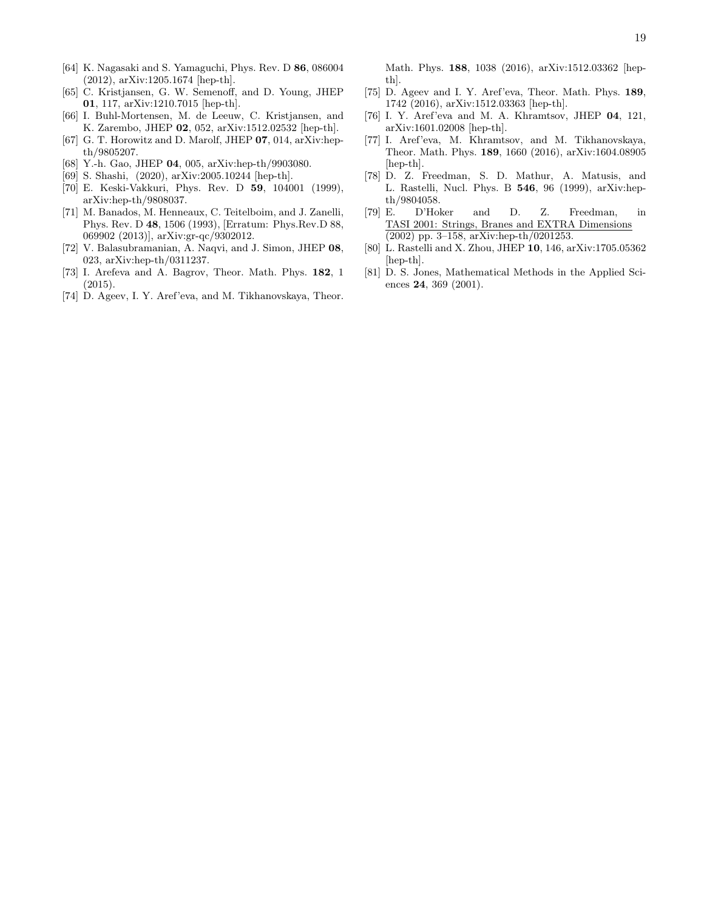[64] K. Nagasaki and S. Yamaguchi, Phys. Rev. D **86**, 086004 (2012), arXiv:1205.1674 [hep-th].

[65] C. Kristjansen, G. W. Semenoff, and D. Young, JHEP **01**, 117, arXiv:1210.7015 [hep-th].

[66] I. Buhl-Mortensen, M. de Leeuw, C. Kristjansen, and K. Zarembo, JHEP **02**, 052, arXiv:1512.02532 [hep-th].

[67] G. T. Horowitz and D. Marolf, JHEP **07**, 014, arXiv:hep-th/9805207.

[68] Y.-h. Gao, JHEP **04**, 005, arXiv:hep-th/9903080.

[69] S. Shashi, (2020), arXiv:2005.10244 [hep-th].

[70] E. Keski-Vakkuri, Phys. Rev. D **59**, 104001 (1999), arXiv:hep-th/9808037.

[71] M. Banados, M. Henneaux, C. Teitelboim, and J. Zanelli, Phys. Rev. D **48**, 1506 (1993), [Erratum: Phys.Rev.D 88, 069902 (2013)], arXiv:gr-qc/9302012.

[72] V. Balasubramanian, A. Naqvi, and J. Simon, JHEP **08**, 023, arXiv:hep-th/0311237.

[73] I. Arefeva and A. Bagrov, Theor. Math. Phys. **182**, 1 (2015).

[74] D. Ageev, I. Y. Aref'eva, and M. Tikhanovskaya, Theor. Math. Phys. **188**, 1038 (2016), arXiv:1512.03362 [hep-th].

[75] D. Ageev and I. Y. Aref'eva, Theor. Math. Phys. **189**, 1742 (2016), arXiv:1512.03363 [hep-th].

[76] I. Y. Aref'eva and M. A. Khramtsov, JHEP **04**, 121, arXiv:1601.02008 [hep-th].

[77] I. Aref'eva, M. Khramtsov, and M. Tikhanovskaya, Theor. Math. Phys. **189**, 1660 (2016), arXiv:1604.08905 [hep-th].

[78] D. Z. Freedman, S. D. Mathur, A. Matusis, and L. Rastelli, Nucl. Phys. B **546**, 96 (1999), arXiv:hep-th/9804058.

[79] E. D'Hoker and D. Z. Freedman, in TASI 2001: Strings, Branes and EXTRA Dimensions (2002) pp. 3–158, arXiv:hep-th/0201253.

[80] L. Rastelli and X. Zhou, JHEP **10**, 146, arXiv:1705.05362 [hep-th].

[81] D. S. Jones, Mathematical Methods in the Applied Sciences **24**, 369 (2001).